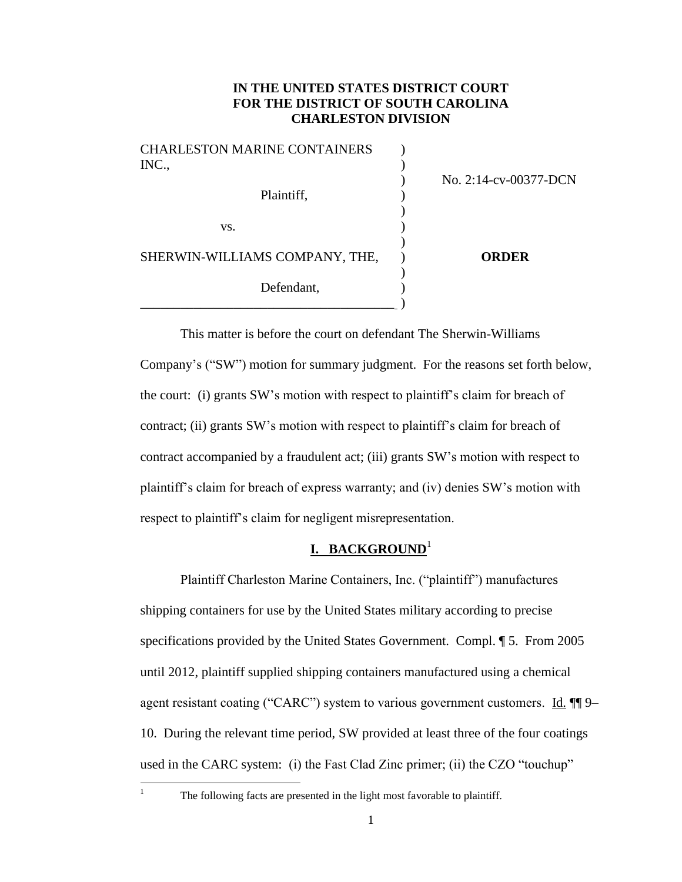**IN THE UNITED STATES DISTRICT COURT**
**FOR THE DISTRICT OF SOUTH CAROLINA**
**CHARLESTON DIVISION**

| | | |
|---|---|---|
| CHARLESTON MARINE CONTAINERS INC., | ) | |
| | ) | No. 2:14-cv-00377-DCN |
| Plaintiff, | ) | |
| | ) | |
| vs. | ) | |
| | ) | |
| SHERWIN-WILLIAMS COMPANY, THE, | ) | **ORDER** |
| | ) | |
| Defendant, | ) | |

This matter is before the court on defendant The Sherwin-Williams Company's ("SW") motion for summary judgment. For the reasons set forth below, the court: (i) grants SW's motion with respect to plaintiff's claim for breach of contract; (ii) grants SW's motion with respect to plaintiff's claim for breach of contract accompanied by a fraudulent act; (iii) grants SW's motion with respect to plaintiff's claim for breach of express warranty; and (iv) denies SW's motion with respect to plaintiff's claim for negligent misrepresentation.

## I. BACKGROUND[1]

Plaintiff Charleston Marine Containers, Inc. ("plaintiff") manufactures shipping containers for use by the United States military according to precise specifications provided by the United States Government. Compl. ¶ 5. From 2005 until 2012, plaintiff supplied shipping containers manufactured using a chemical agent resistant coating ("CARC") system to various government customers. Id. ¶¶ 9–10. During the relevant time period, SW provided at least three of the four coatings used in the CARC system: (i) the Fast Clad Zinc primer; (ii) the CZO "touchup"

[1] The following facts are presented in the light most favorable to plaintiff.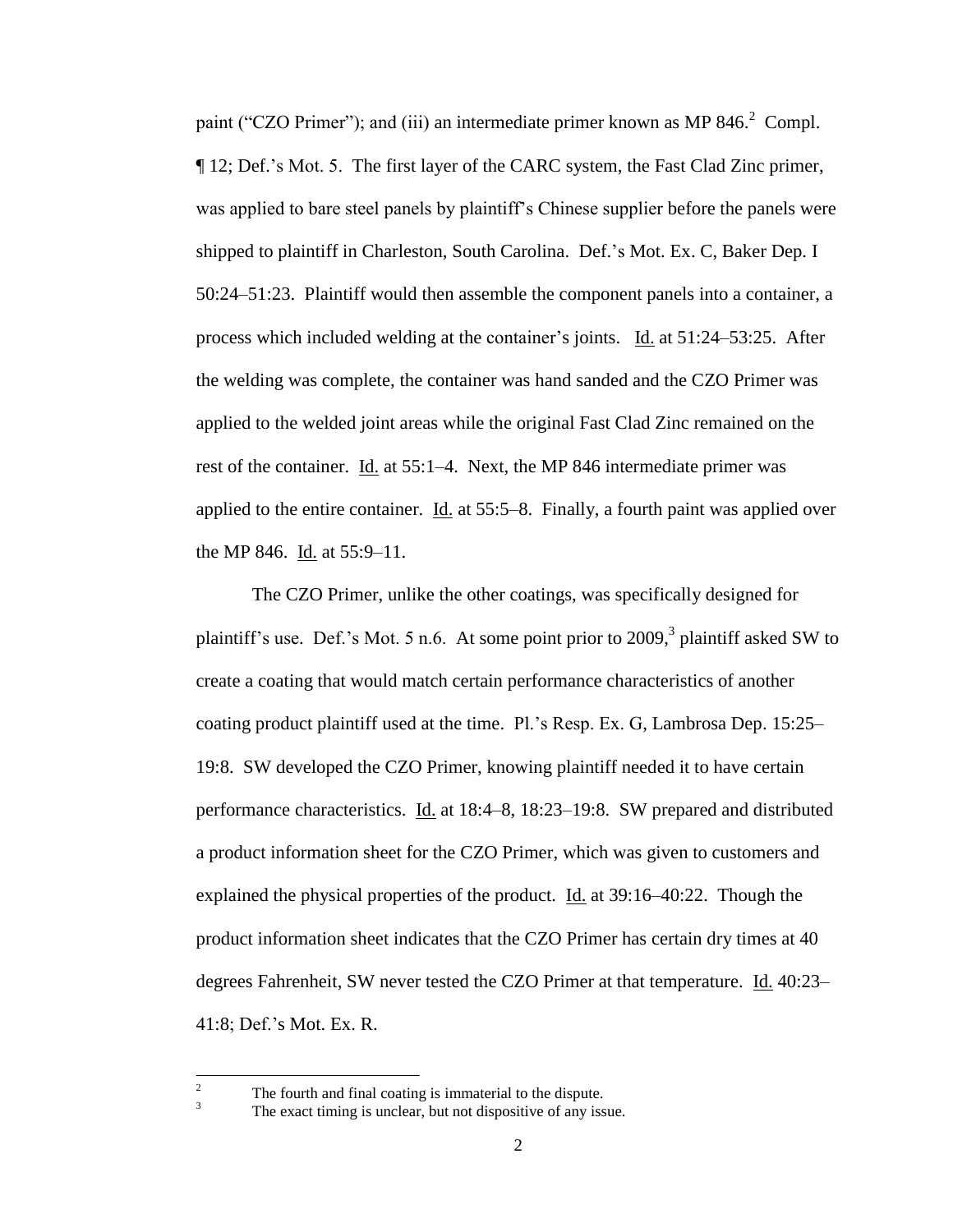paint ("CZO Primer"); and (iii) an intermediate primer known as MP 846.[2] Compl. ¶ 12; Def.'s Mot. 5. The first layer of the CARC system, the Fast Clad Zinc primer, was applied to bare steel panels by plaintiff's Chinese supplier before the panels were shipped to plaintiff in Charleston, South Carolina. Def.'s Mot. Ex. C, Baker Dep. I 50:24–51:23. Plaintiff would then assemble the component panels into a container, a process which included welding at the container's joints. Id. at 51:24–53:25. After the welding was complete, the container was hand sanded and the CZO Primer was applied to the welded joint areas while the original Fast Clad Zinc remained on the rest of the container. Id. at 55:1–4. Next, the MP 846 intermediate primer was applied to the entire container. Id. at 55:5–8. Finally, a fourth paint was applied over the MP 846. Id. at 55:9–11.

The CZO Primer, unlike the other coatings, was specifically designed for plaintiff's use. Def.'s Mot. 5 n.6. At some point prior to 2009,[3] plaintiff asked SW to create a coating that would match certain performance characteristics of another coating product plaintiff used at the time. Pl.'s Resp. Ex. G, Lambrosa Dep. 15:25–19:8. SW developed the CZO Primer, knowing plaintiff needed it to have certain performance characteristics. Id. at 18:4–8, 18:23–19:8. SW prepared and distributed a product information sheet for the CZO Primer, which was given to customers and explained the physical properties of the product. Id. at 39:16–40:22. Though the product information sheet indicates that the CZO Primer has certain dry times at 40 degrees Fahrenheit, SW never tested the CZO Primer at that temperature. Id. 40:23–41:8; Def.'s Mot. Ex. R.

---

[2] The fourth and final coating is immaterial to the dispute.

[3] The exact timing is unclear, but not dispositive of any issue.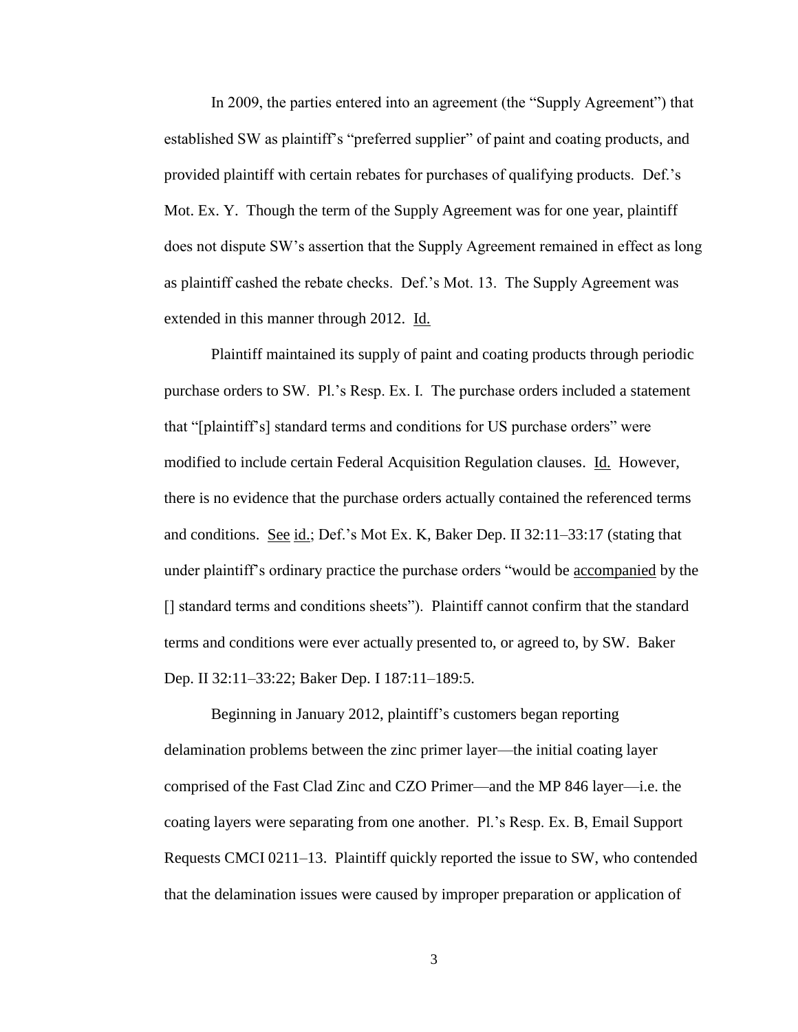In 2009, the parties entered into an agreement (the "Supply Agreement") that established SW as plaintiff's "preferred supplier" of paint and coating products, and provided plaintiff with certain rebates for purchases of qualifying products. Def.'s Mot. Ex. Y. Though the term of the Supply Agreement was for one year, plaintiff does not dispute SW's assertion that the Supply Agreement remained in effect as long as plaintiff cashed the rebate checks. Def.'s Mot. 13. The Supply Agreement was extended in this manner through 2012. Id.

Plaintiff maintained its supply of paint and coating products through periodic purchase orders to SW. Pl.'s Resp. Ex. I. The purchase orders included a statement that "[plaintiff's] standard terms and conditions for US purchase orders" were modified to include certain Federal Acquisition Regulation clauses. Id. However, there is no evidence that the purchase orders actually contained the referenced terms and conditions. See id.; Def.'s Mot Ex. K, Baker Dep. II 32:11–33:17 (stating that under plaintiff's ordinary practice the purchase orders "would be accompanied by the [] standard terms and conditions sheets"). Plaintiff cannot confirm that the standard terms and conditions were ever actually presented to, or agreed to, by SW. Baker Dep. II 32:11–33:22; Baker Dep. I 187:11–189:5.

Beginning in January 2012, plaintiff's customers began reporting delamination problems between the zinc primer layer—the initial coating layer comprised of the Fast Clad Zinc and CZO Primer—and the MP 846 layer—i.e. the coating layers were separating from one another. Pl.'s Resp. Ex. B, Email Support Requests CMCI 0211–13. Plaintiff quickly reported the issue to SW, who contended that the delamination issues were caused by improper preparation or application of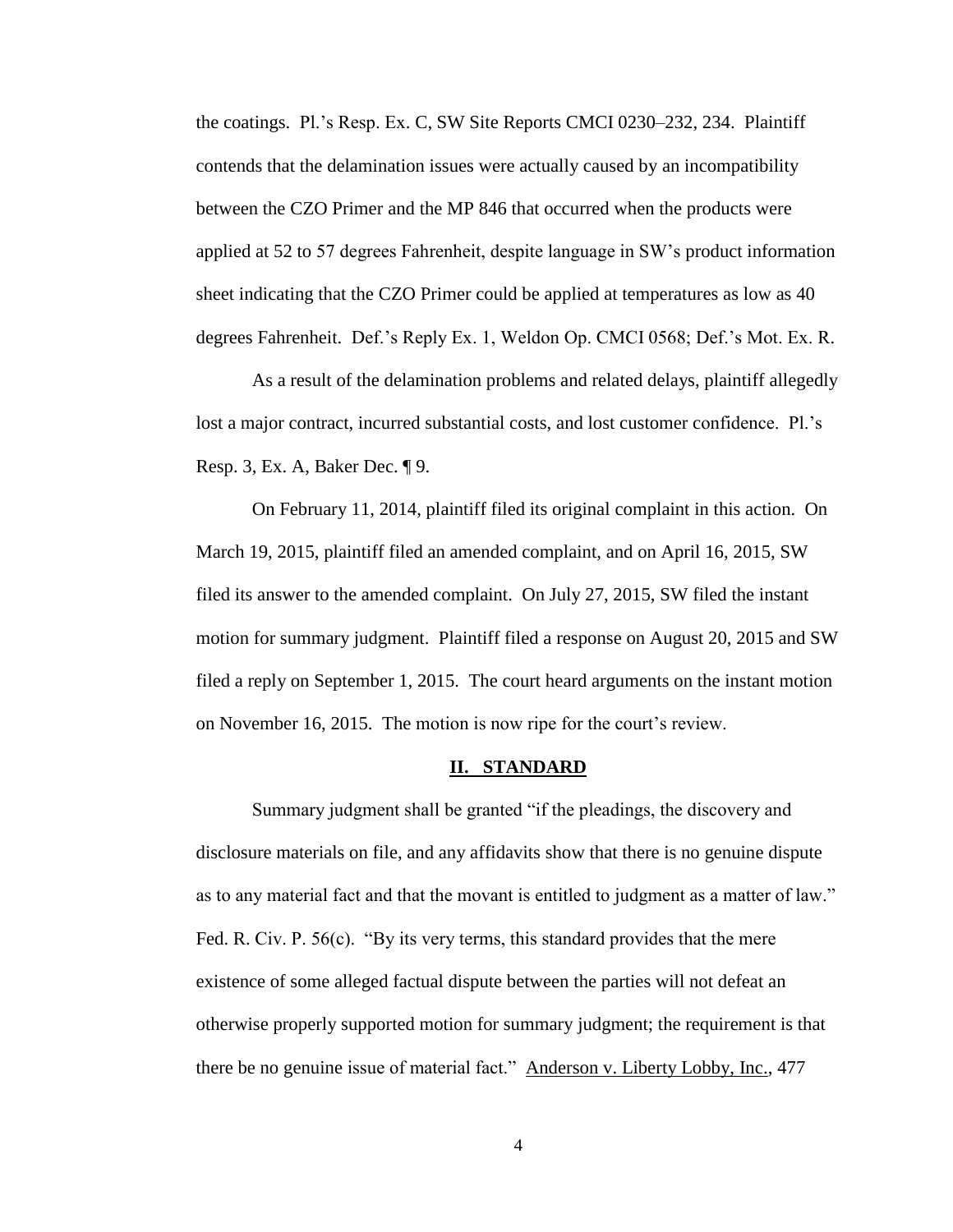the coatings. Pl.'s Resp. Ex. C, SW Site Reports CMCI 0230–232, 234. Plaintiff contends that the delamination issues were actually caused by an incompatibility between the CZO Primer and the MP 846 that occurred when the products were applied at 52 to 57 degrees Fahrenheit, despite language in SW's product information sheet indicating that the CZO Primer could be applied at temperatures as low as 40 degrees Fahrenheit. Def.'s Reply Ex. 1, Weldon Op. CMCI 0568; Def.'s Mot. Ex. R.

As a result of the delamination problems and related delays, plaintiff allegedly lost a major contract, incurred substantial costs, and lost customer confidence. Pl.'s Resp. 3, Ex. A, Baker Dec. ¶ 9.

On February 11, 2014, plaintiff filed its original complaint in this action. On March 19, 2015, plaintiff filed an amended complaint, and on April 16, 2015, SW filed its answer to the amended complaint. On July 27, 2015, SW filed the instant motion for summary judgment. Plaintiff filed a response on August 20, 2015 and SW filed a reply on September 1, 2015. The court heard arguments on the instant motion on November 16, 2015. The motion is now ripe for the court's review.

## II. STANDARD

Summary judgment shall be granted "if the pleadings, the discovery and disclosure materials on file, and any affidavits show that there is no genuine dispute as to any material fact and that the movant is entitled to judgment as a matter of law." Fed. R. Civ. P. 56(c). "By its very terms, this standard provides that the mere existence of some alleged factual dispute between the parties will not defeat an otherwise properly supported motion for summary judgment; the requirement is that there be no genuine issue of material fact." Anderson v. Liberty Lobby, Inc., 477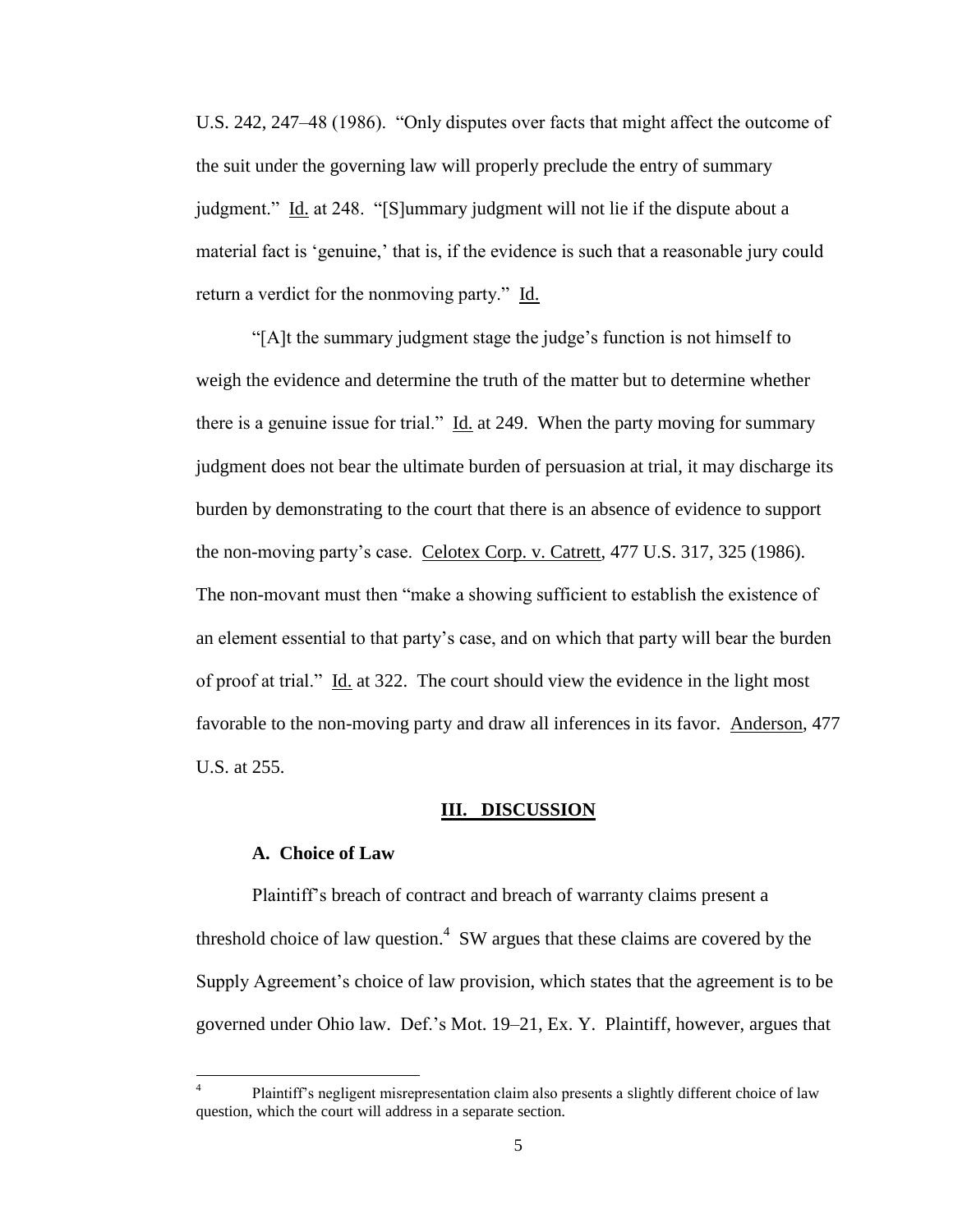U.S. 242, 247–48 (1986). "Only disputes over facts that might affect the outcome of the suit under the governing law will properly preclude the entry of summary judgment." Id. at 248. "[S]ummary judgment will not lie if the dispute about a material fact is 'genuine,' that is, if the evidence is such that a reasonable jury could return a verdict for the nonmoving party." Id.

"[A]t the summary judgment stage the judge's function is not himself to weigh the evidence and determine the truth of the matter but to determine whether there is a genuine issue for trial." Id. at 249. When the party moving for summary judgment does not bear the ultimate burden of persuasion at trial, it may discharge its burden by demonstrating to the court that there is an absence of evidence to support the non-moving party's case. Celotex Corp. v. Catrett, 477 U.S. 317, 325 (1986). The non-movant must then "make a showing sufficient to establish the existence of an element essential to that party's case, and on which that party will bear the burden of proof at trial." Id. at 322. The court should view the evidence in the light most favorable to the non-moving party and draw all inferences in its favor. Anderson, 477 U.S. at 255.

## III. DISCUSSION

### A. Choice of Law

Plaintiff's breach of contract and breach of warranty claims present a threshold choice of law question.[4] SW argues that these claims are covered by the Supply Agreement's choice of law provision, which states that the agreement is to be governed under Ohio law. Def.'s Mot. 19–21, Ex. Y. Plaintiff, however, argues that

[4] Plaintiff's negligent misrepresentation claim also presents a slightly different choice of law question, which the court will address in a separate section.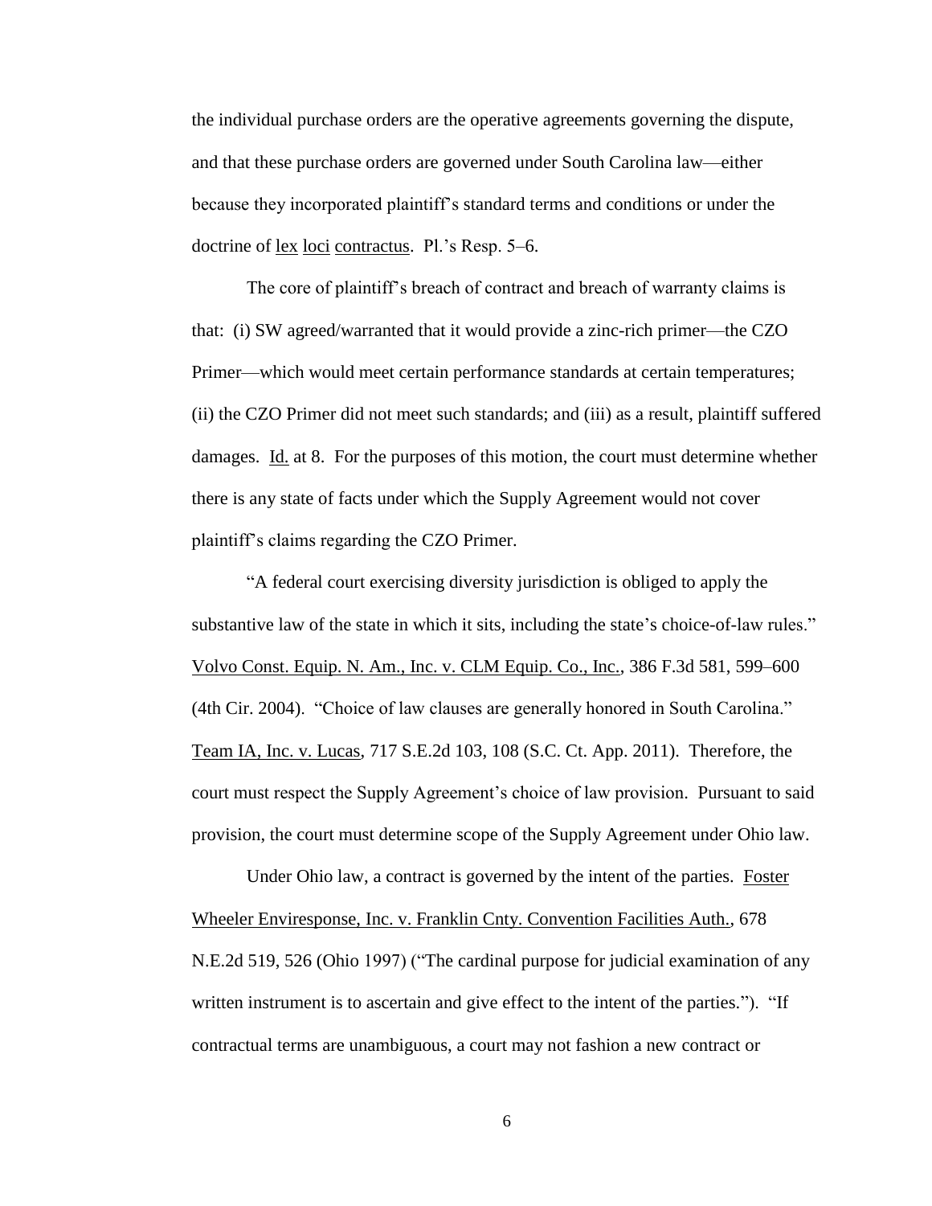the individual purchase orders are the operative agreements governing the dispute, and that these purchase orders are governed under South Carolina law—either because they incorporated plaintiff's standard terms and conditions or under the doctrine of lex loci contractus. Pl.'s Resp. 5–6.

The core of plaintiff's breach of contract and breach of warranty claims is that: (i) SW agreed/warranted that it would provide a zinc-rich primer—the CZO Primer—which would meet certain performance standards at certain temperatures; (ii) the CZO Primer did not meet such standards; and (iii) as a result, plaintiff suffered damages. Id. at 8. For the purposes of this motion, the court must determine whether there is any state of facts under which the Supply Agreement would not cover plaintiff's claims regarding the CZO Primer.

"A federal court exercising diversity jurisdiction is obliged to apply the substantive law of the state in which it sits, including the state's choice-of-law rules." Volvo Const. Equip. N. Am., Inc. v. CLM Equip. Co., Inc., 386 F.3d 581, 599–600 (4th Cir. 2004). "Choice of law clauses are generally honored in South Carolina." Team IA, Inc. v. Lucas, 717 S.E.2d 103, 108 (S.C. Ct. App. 2011). Therefore, the court must respect the Supply Agreement's choice of law provision. Pursuant to said provision, the court must determine scope of the Supply Agreement under Ohio law.

Under Ohio law, a contract is governed by the intent of the parties. Foster Wheeler Enviresponse, Inc. v. Franklin Cnty. Convention Facilities Auth., 678 N.E.2d 519, 526 (Ohio 1997) ("The cardinal purpose for judicial examination of any written instrument is to ascertain and give effect to the intent of the parties."). "If contractual terms are unambiguous, a court may not fashion a new contract or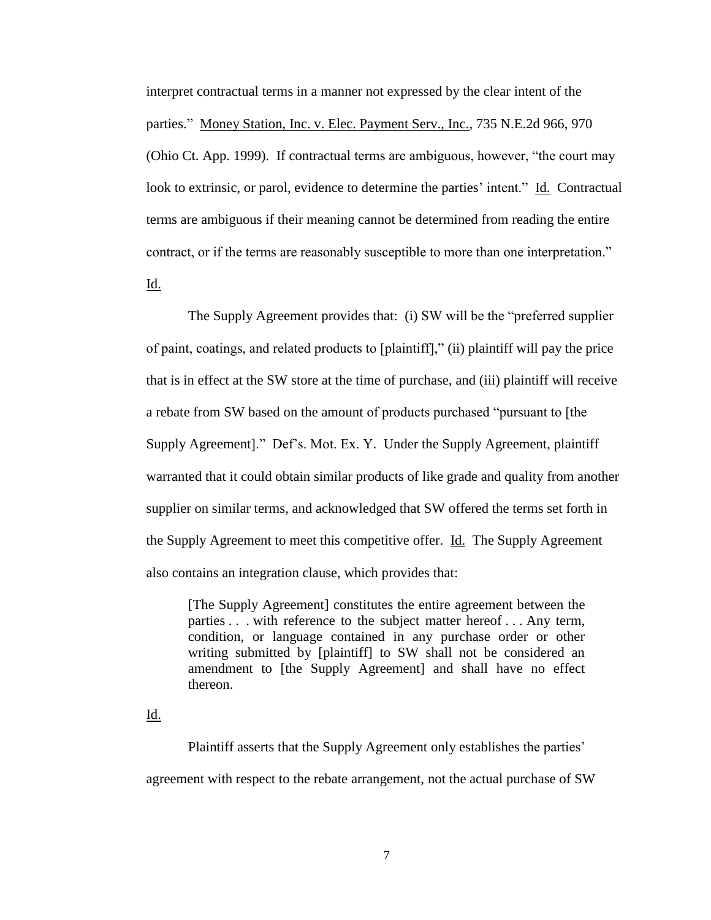interpret contractual terms in a manner not expressed by the clear intent of the parties." Money Station, Inc. v. Elec. Payment Serv., Inc., 735 N.E.2d 966, 970 (Ohio Ct. App. 1999). If contractual terms are ambiguous, however, "the court may look to extrinsic, or parol, evidence to determine the parties' intent." Id. Contractual terms are ambiguous if their meaning cannot be determined from reading the entire contract, or if the terms are reasonably susceptible to more than one interpretation." Id.

The Supply Agreement provides that: (i) SW will be the "preferred supplier of paint, coatings, and related products to [plaintiff]," (ii) plaintiff will pay the price that is in effect at the SW store at the time of purchase, and (iii) plaintiff will receive a rebate from SW based on the amount of products purchased "pursuant to [the Supply Agreement]." Def's. Mot. Ex. Y. Under the Supply Agreement, plaintiff warranted that it could obtain similar products of like grade and quality from another supplier on similar terms, and acknowledged that SW offered the terms set forth in the Supply Agreement to meet this competitive offer. Id. The Supply Agreement also contains an integration clause, which provides that:

> [The Supply Agreement] constitutes the entire agreement between the parties . . . with reference to the subject matter hereof . . . Any term, condition, or language contained in any purchase order or other writing submitted by [plaintiff] to SW shall not be considered an amendment to [the Supply Agreement] and shall have no effect thereon.

Id.

Plaintiff asserts that the Supply Agreement only establishes the parties' agreement with respect to the rebate arrangement, not the actual purchase of SW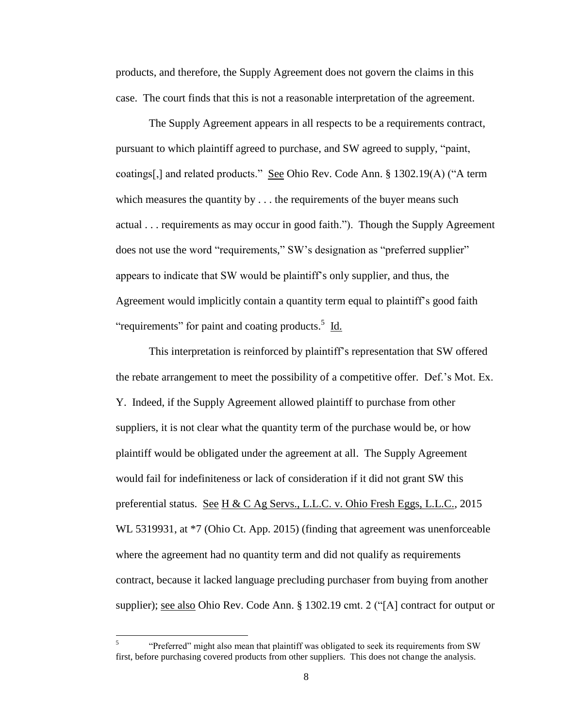products, and therefore, the Supply Agreement does not govern the claims in this case. The court finds that this is not a reasonable interpretation of the agreement.

The Supply Agreement appears in all respects to be a requirements contract, pursuant to which plaintiff agreed to purchase, and SW agreed to supply, "paint, coatings[,] and related products." See Ohio Rev. Code Ann. § 1302.19(A) ("A term which measures the quantity by . . . the requirements of the buyer means such actual . . . requirements as may occur in good faith."). Though the Supply Agreement does not use the word "requirements," SW's designation as "preferred supplier" appears to indicate that SW would be plaintiff's only supplier, and thus, the Agreement would implicitly contain a quantity term equal to plaintiff's good faith "requirements" for paint and coating products.[5] Id.

This interpretation is reinforced by plaintiff's representation that SW offered the rebate arrangement to meet the possibility of a competitive offer. Def.'s Mot. Ex. Y. Indeed, if the Supply Agreement allowed plaintiff to purchase from other suppliers, it is not clear what the quantity term of the purchase would be, or how plaintiff would be obligated under the agreement at all. The Supply Agreement would fail for indefiniteness or lack of consideration if it did not grant SW this preferential status. See H & C Ag Servs., L.L.C. v. Ohio Fresh Eggs, L.L.C., 2015 WL 5319931, at *7 (Ohio Ct. App. 2015) (finding that agreement was unenforceable where the agreement had no quantity term and did not qualify as requirements contract, because it lacked language precluding purchaser from buying from another supplier); see also Ohio Rev. Code Ann. § 1302.19 cmt. 2 ("[A] contract for output or

[5] "Preferred" might also mean that plaintiff was obligated to seek its requirements from SW first, before purchasing covered products from other suppliers. This does not change the analysis.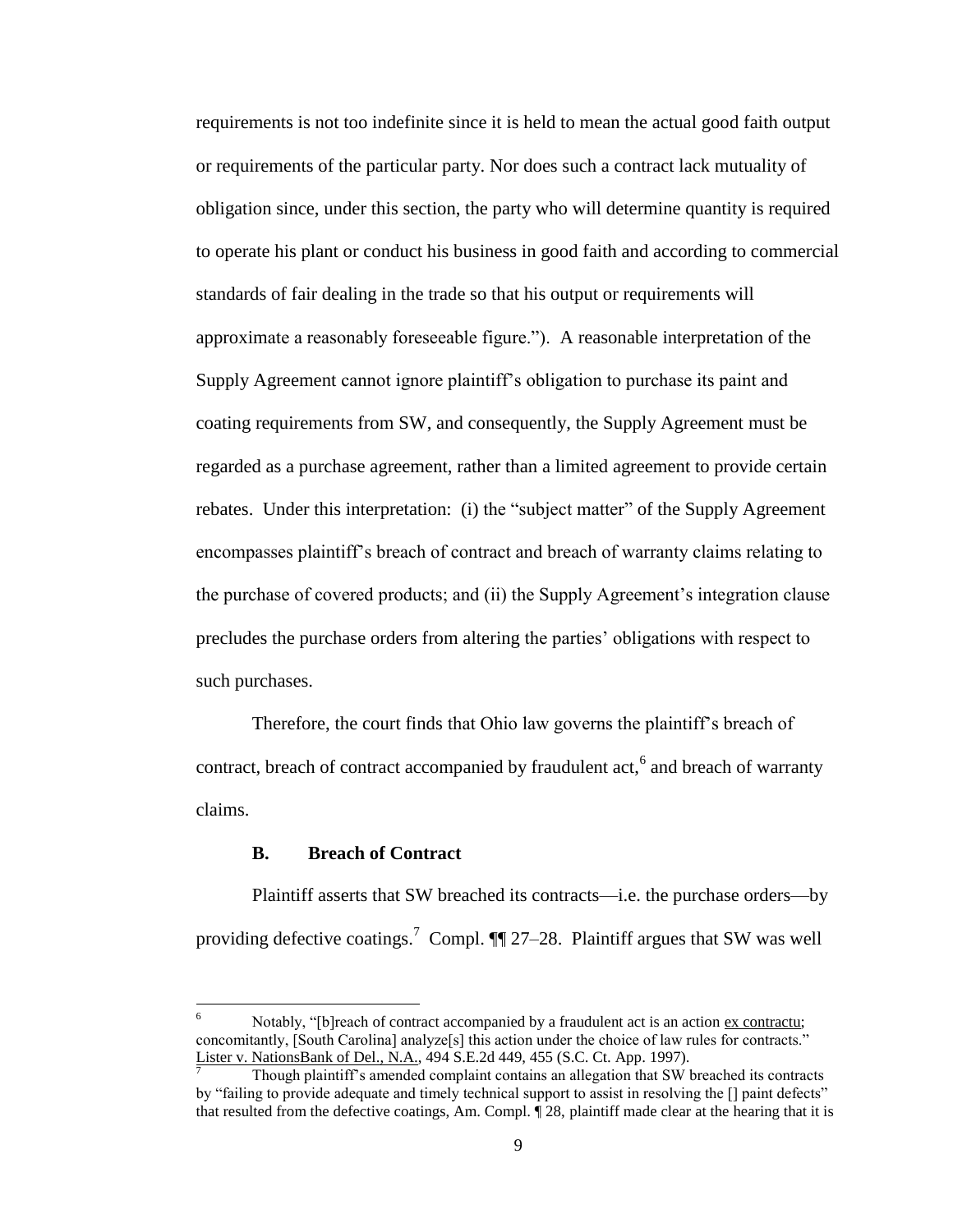requirements is not too indefinite since it is held to mean the actual good faith output or requirements of the particular party. Nor does such a contract lack mutuality of obligation since, under this section, the party who will determine quantity is required to operate his plant or conduct his business in good faith and according to commercial standards of fair dealing in the trade so that his output or requirements will approximate a reasonably foreseeable figure."). A reasonable interpretation of the Supply Agreement cannot ignore plaintiff's obligation to purchase its paint and coating requirements from SW, and consequently, the Supply Agreement must be regarded as a purchase agreement, rather than a limited agreement to provide certain rebates. Under this interpretation: (i) the "subject matter" of the Supply Agreement encompasses plaintiff's breach of contract and breach of warranty claims relating to the purchase of covered products; and (ii) the Supply Agreement's integration clause precludes the purchase orders from altering the parties' obligations with respect to such purchases.

Therefore, the court finds that Ohio law governs the plaintiff's breach of contract, breach of contract accompanied by fraudulent act,[6] and breach of warranty claims.

### B. Breach of Contract

Plaintiff asserts that SW breached its contracts—i.e. the purchase orders—by providing defective coatings.[7] Compl. ¶¶ 27–28. Plaintiff argues that SW was well

---

[6] Notably, "[b]reach of contract accompanied by a fraudulent act is an action ex contractu; concomitantly, [South Carolina] analyze[s] this action under the choice of law rules for contracts." Lister v. NationsBank of Del., N.A., 494 S.E.2d 449, 455 (S.C. Ct. App. 1997).

[7] Though plaintiff's amended complaint contains an allegation that SW breached its contracts by "failing to provide adequate and timely technical support to assist in resolving the [] paint defects" that resulted from the defective coatings, Am. Compl. ¶ 28, plaintiff made clear at the hearing that it is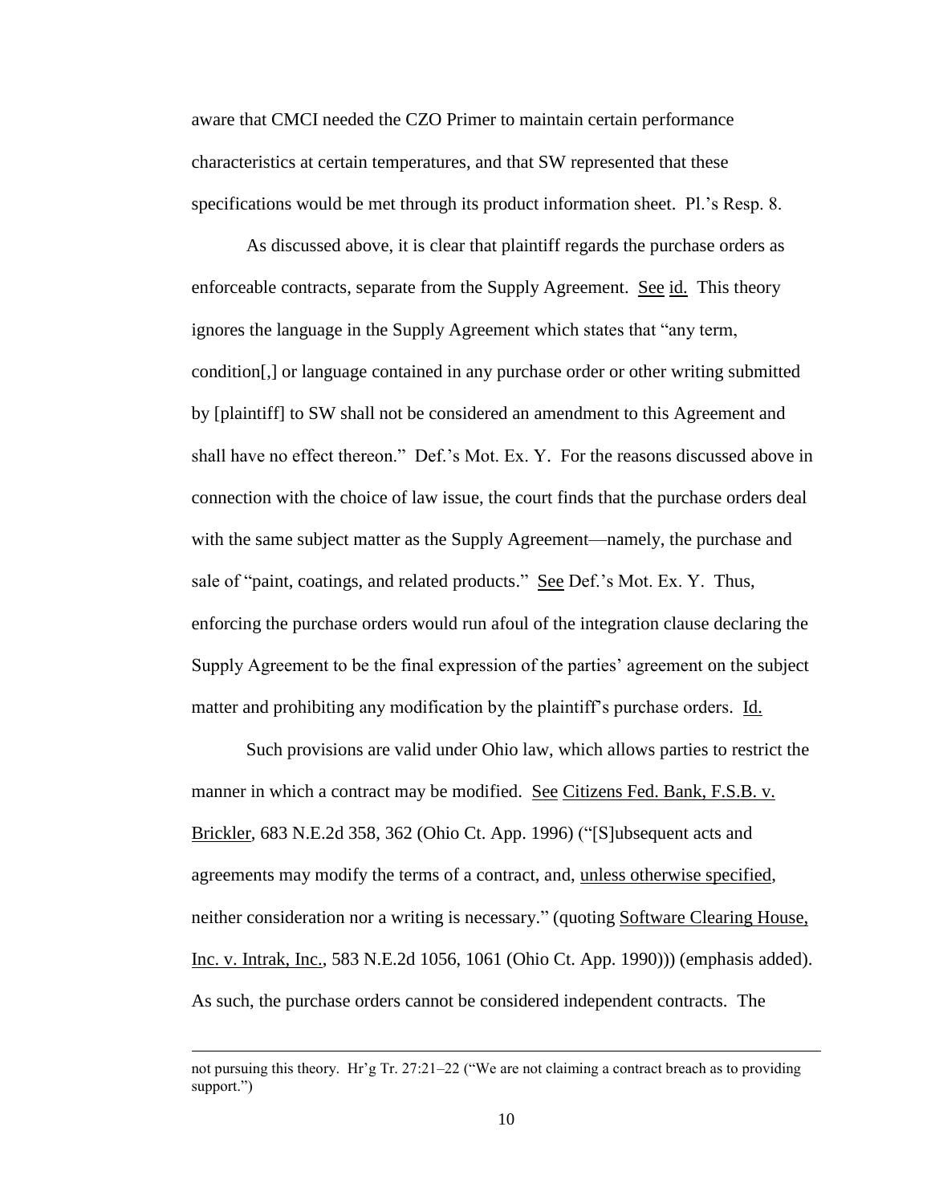aware that CMCI needed the CZO Primer to maintain certain performance characteristics at certain temperatures, and that SW represented that these specifications would be met through its product information sheet. Pl.'s Resp. 8.

As discussed above, it is clear that plaintiff regards the purchase orders as enforceable contracts, separate from the Supply Agreement. See id. This theory ignores the language in the Supply Agreement which states that "any term, condition[,] or language contained in any purchase order or other writing submitted by [plaintiff] to SW shall not be considered an amendment to this Agreement and shall have no effect thereon." Def.'s Mot. Ex. Y. For the reasons discussed above in connection with the choice of law issue, the court finds that the purchase orders deal with the same subject matter as the Supply Agreement—namely, the purchase and sale of "paint, coatings, and related products." See Def.'s Mot. Ex. Y. Thus, enforcing the purchase orders would run afoul of the integration clause declaring the Supply Agreement to be the final expression of the parties' agreement on the subject matter and prohibiting any modification by the plaintiff's purchase orders. Id.

Such provisions are valid under Ohio law, which allows parties to restrict the manner in which a contract may be modified. See Citizens Fed. Bank, F.S.B. v. Brickler, 683 N.E.2d 358, 362 (Ohio Ct. App. 1996) ("[S]ubsequent acts and agreements may modify the terms of a contract, and, unless otherwise specified, neither consideration nor a writing is necessary." (quoting Software Clearing House, Inc. v. Intrak, Inc., 583 N.E.2d 1056, 1061 (Ohio Ct. App. 1990))) (emphasis added). As such, the purchase orders cannot be considered independent contracts. The

---

not pursuing this theory. Hr'g Tr. 27:21–22 ("We are not claiming a contract breach as to providing support.")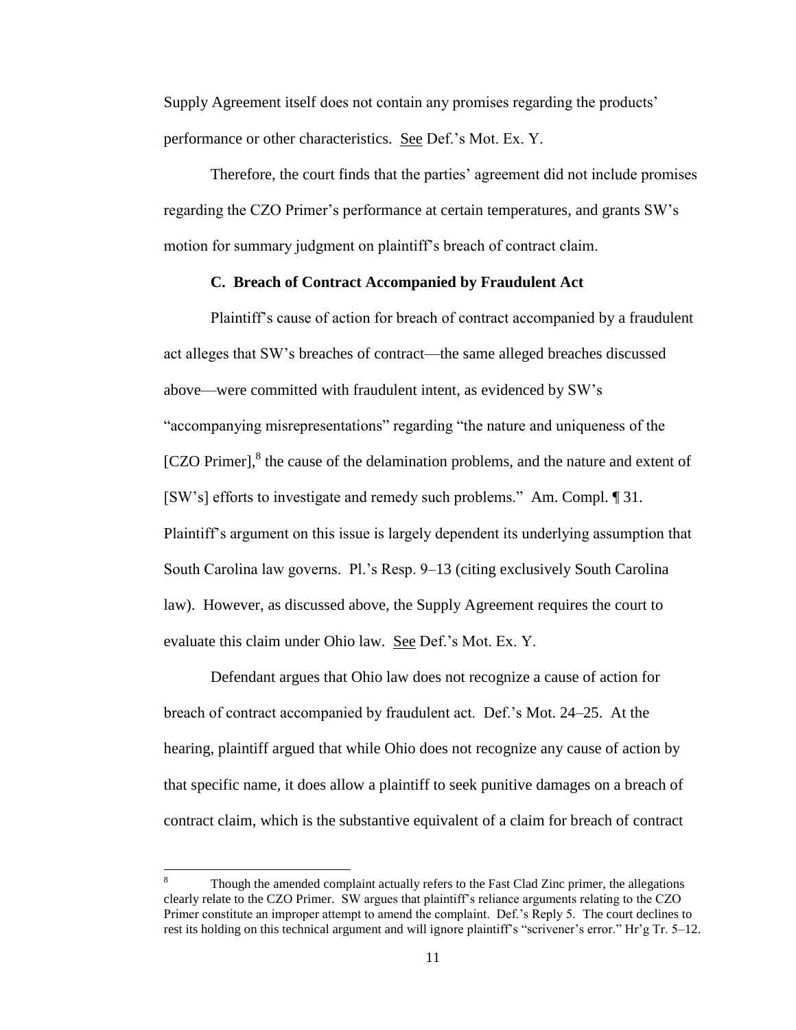Supply Agreement itself does not contain any promises regarding the products' performance or other characteristics. See Def.'s Mot. Ex. Y.

Therefore, the court finds that the parties' agreement did not include promises regarding the CZO Primer's performance at certain temperatures, and grants SW's motion for summary judgment on plaintiff's breach of contract claim.

**C. Breach of Contract Accompanied by Fraudulent Act**

Plaintiff's cause of action for breach of contract accompanied by a fraudulent act alleges that SW's breaches of contract—the same alleged breaches discussed above—were committed with fraudulent intent, as evidenced by SW's "accompanying misrepresentations" regarding "the nature and uniqueness of the [CZO Primer],[8] the cause of the delamination problems, and the nature and extent of [SW's] efforts to investigate and remedy such problems." Am. Compl. ¶ 31. Plaintiff's argument on this issue is largely dependent its underlying assumption that South Carolina law governs. Pl.'s Resp. 9–13 (citing exclusively South Carolina law). However, as discussed above, the Supply Agreement requires the court to evaluate this claim under Ohio law. See Def.'s Mot. Ex. Y.

Defendant argues that Ohio law does not recognize a cause of action for breach of contract accompanied by fraudulent act. Def.'s Mot. 24–25. At the hearing, plaintiff argued that while Ohio does not recognize any cause of action by that specific name, it does allow a plaintiff to seek punitive damages on a breach of contract claim, which is the substantive equivalent of a claim for breach of contract

[8] Though the amended complaint actually refers to the Fast Clad Zinc primer, the allegations clearly relate to the CZO Primer. SW argues that plaintiff's reliance arguments relating to the CZO Primer constitute an improper attempt to amend the complaint. Def.'s Reply 5. The court declines to rest its holding on this technical argument and will ignore plaintiff's "scrivener's error." Hr'g Tr. 5–12.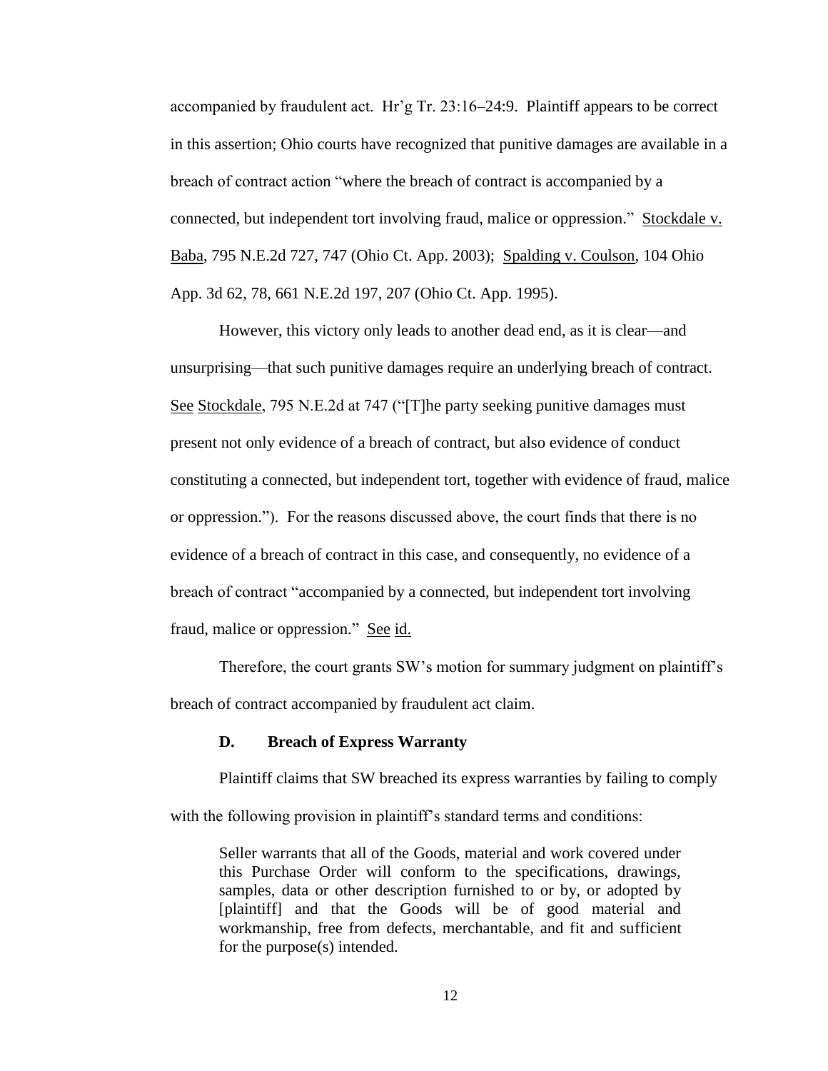accompanied by fraudulent act. Hr'g Tr. 23:16–24:9. Plaintiff appears to be correct in this assertion; Ohio courts have recognized that punitive damages are available in a breach of contract action "where the breach of contract is accompanied by a connected, but independent tort involving fraud, malice or oppression." Stockdale v. Baba, 795 N.E.2d 727, 747 (Ohio Ct. App. 2003); Spalding v. Coulson, 104 Ohio App. 3d 62, 78, 661 N.E.2d 197, 207 (Ohio Ct. App. 1995).

However, this victory only leads to another dead end, as it is clear—and unsurprising—that such punitive damages require an underlying breach of contract. See Stockdale, 795 N.E.2d at 747 ("[T]he party seeking punitive damages must present not only evidence of a breach of contract, but also evidence of conduct constituting a connected, but independent tort, together with evidence of fraud, malice or oppression."). For the reasons discussed above, the court finds that there is no evidence of a breach of contract in this case, and consequently, no evidence of a breach of contract "accompanied by a connected, but independent tort involving fraud, malice or oppression." See id.

Therefore, the court grants SW's motion for summary judgment on plaintiff's breach of contract accompanied by fraudulent act claim.

### D. Breach of Express Warranty

Plaintiff claims that SW breached its express warranties by failing to comply with the following provision in plaintiff's standard terms and conditions:

> Seller warrants that all of the Goods, material and work covered under this Purchase Order will conform to the specifications, drawings, samples, data or other description furnished to or by, or adopted by [plaintiff] and that the Goods will be of good material and workmanship, free from defects, merchantable, and fit and sufficient for the purpose(s) intended.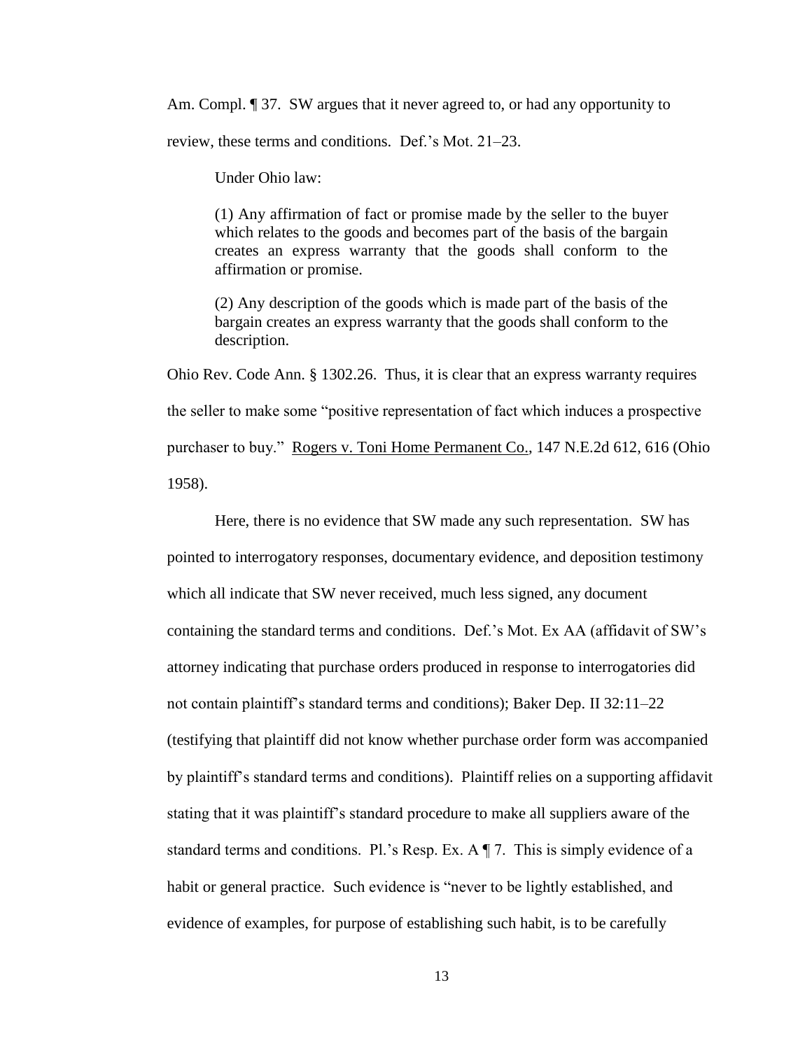Am. Compl. ¶ 37. SW argues that it never agreed to, or had any opportunity to review, these terms and conditions. Def.'s Mot. 21–23.

Under Ohio law:

> (1) Any affirmation of fact or promise made by the seller to the buyer which relates to the goods and becomes part of the basis of the bargain creates an express warranty that the goods shall conform to the affirmation or promise.
>
> (2) Any description of the goods which is made part of the basis of the bargain creates an express warranty that the goods shall conform to the description.

Ohio Rev. Code Ann. § 1302.26. Thus, it is clear that an express warranty requires the seller to make some "positive representation of fact which induces a prospective purchaser to buy." Rogers v. Toni Home Permanent Co., 147 N.E.2d 612, 616 (Ohio 1958).

Here, there is no evidence that SW made any such representation. SW has pointed to interrogatory responses, documentary evidence, and deposition testimony which all indicate that SW never received, much less signed, any document containing the standard terms and conditions. Def.'s Mot. Ex AA (affidavit of SW's attorney indicating that purchase orders produced in response to interrogatories did not contain plaintiff's standard terms and conditions); Baker Dep. II 32:11–22 (testifying that plaintiff did not know whether purchase order form was accompanied by plaintiff's standard terms and conditions). Plaintiff relies on a supporting affidavit stating that it was plaintiff's standard procedure to make all suppliers aware of the standard terms and conditions. Pl.'s Resp. Ex. A ¶ 7. This is simply evidence of a habit or general practice. Such evidence is "never to be lightly established, and evidence of examples, for purpose of establishing such habit, is to be carefully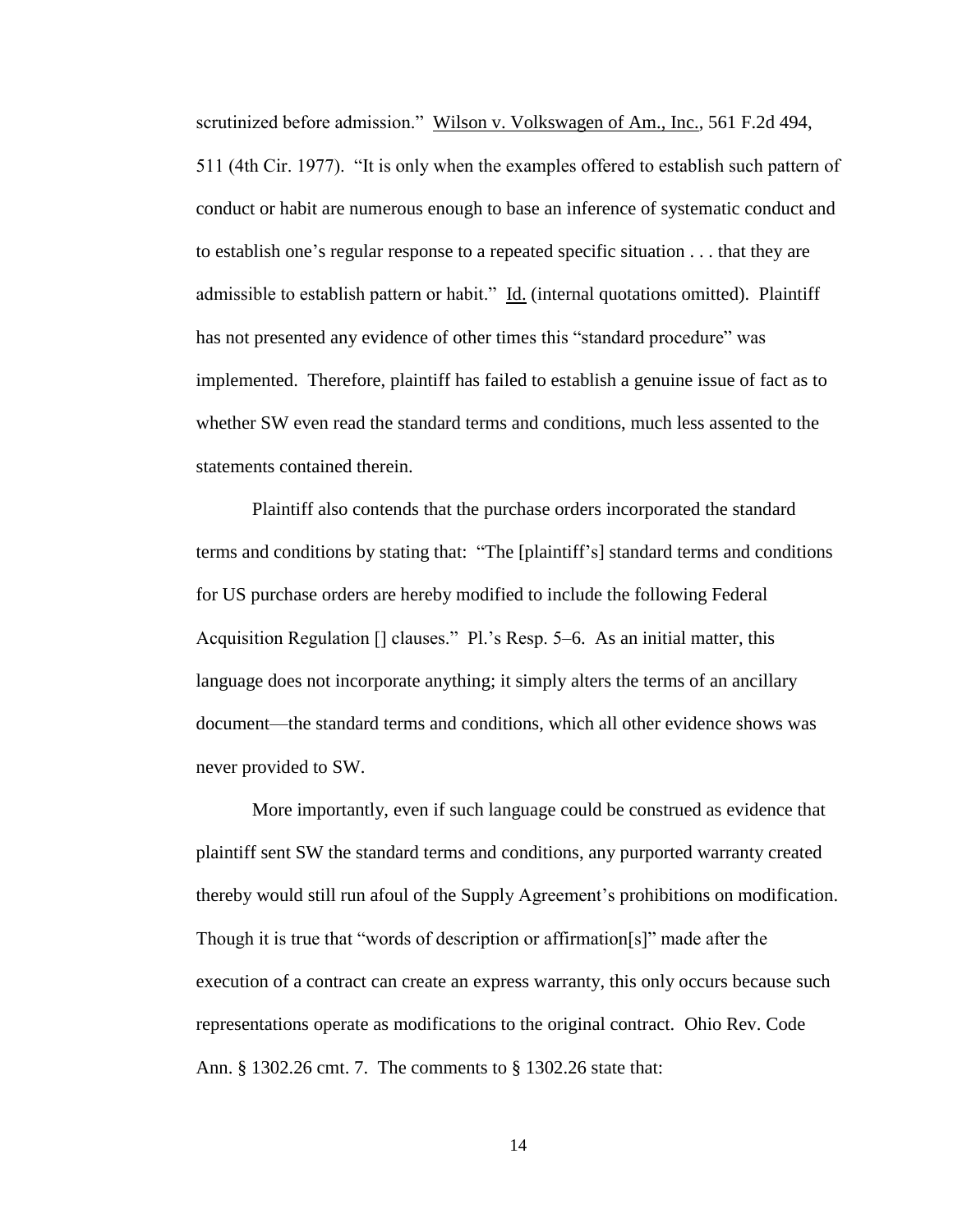scrutinized before admission." Wilson v. Volkswagen of Am., Inc., 561 F.2d 494, 511 (4th Cir. 1977). "It is only when the examples offered to establish such pattern of conduct or habit are numerous enough to base an inference of systematic conduct and to establish one's regular response to a repeated specific situation . . . that they are admissible to establish pattern or habit." Id. (internal quotations omitted). Plaintiff has not presented any evidence of other times this "standard procedure" was implemented. Therefore, plaintiff has failed to establish a genuine issue of fact as to whether SW even read the standard terms and conditions, much less assented to the statements contained therein.

Plaintiff also contends that the purchase orders incorporated the standard terms and conditions by stating that: "The [plaintiff's] standard terms and conditions for US purchase orders are hereby modified to include the following Federal Acquisition Regulation [] clauses." Pl.'s Resp. 5–6. As an initial matter, this language does not incorporate anything; it simply alters the terms of an ancillary document—the standard terms and conditions, which all other evidence shows was never provided to SW.

More importantly, even if such language could be construed as evidence that plaintiff sent SW the standard terms and conditions, any purported warranty created thereby would still run afoul of the Supply Agreement's prohibitions on modification. Though it is true that "words of description or affirmation[s]" made after the execution of a contract can create an express warranty, this only occurs because such representations operate as modifications to the original contract. Ohio Rev. Code Ann. § 1302.26 cmt. 7. The comments to § 1302.26 state that: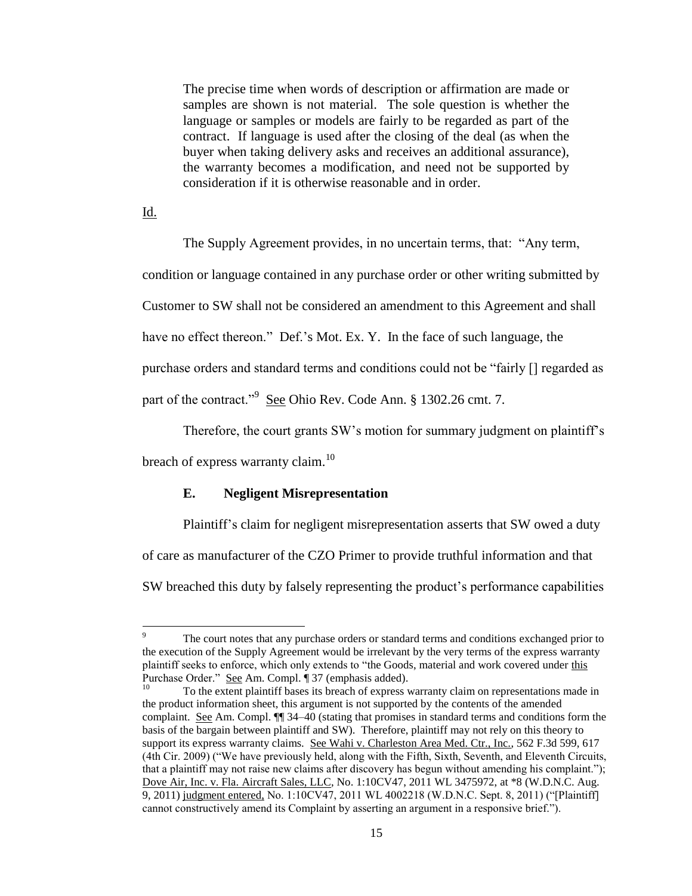> The precise time when words of description or affirmation are made or samples are shown is not material. The sole question is whether the language or samples or models are fairly to be regarded as part of the contract. If language is used after the closing of the deal (as when the buyer when taking delivery asks and receives an additional assurance), the warranty becomes a modification, and need not be supported by consideration if it is otherwise reasonable and in order.

Id.

The Supply Agreement provides, in no uncertain terms, that: "Any term, condition or language contained in any purchase order or other writing submitted by Customer to SW shall not be considered an amendment to this Agreement and shall have no effect thereon." Def.'s Mot. Ex. Y. In the face of such language, the purchase orders and standard terms and conditions could not be "fairly [] regarded as part of the contract."[9] See Ohio Rev. Code Ann. § 1302.26 cmt. 7.

Therefore, the court grants SW's motion for summary judgment on plaintiff's breach of express warranty claim.[10]

### E. Negligent Misrepresentation

Plaintiff's claim for negligent misrepresentation asserts that SW owed a duty of care as manufacturer of the CZO Primer to provide truthful information and that SW breached this duty by falsely representing the product's performance capabilities

---

[9] The court notes that any purchase orders or standard terms and conditions exchanged prior to the execution of the Supply Agreement would be irrelevant by the very terms of the express warranty plaintiff seeks to enforce, which only extends to "the Goods, material and work covered under this Purchase Order." See Am. Compl. ¶ 37 (emphasis added).

[10] To the extent plaintiff bases its breach of express warranty claim on representations made in the product information sheet, this argument is not supported by the contents of the amended complaint. See Am. Compl. ¶¶ 34–40 (stating that promises in standard terms and conditions form the basis of the bargain between plaintiff and SW). Therefore, plaintiff may not rely on this theory to support its express warranty claims. See Wahi v. Charleston Area Med. Ctr., Inc., 562 F.3d 599, 617 (4th Cir. 2009) ("We have previously held, along with the Fifth, Sixth, Seventh, and Eleventh Circuits, that a plaintiff may not raise new claims after discovery has begun without amending his complaint."); Dove Air, Inc. v. Fla. Aircraft Sales, LLC, No. 1:10CV47, 2011 WL 3475972, at *8 (W.D.N.C. Aug. 9, 2011) judgment entered, No. 1:10CV47, 2011 WL 4002218 (W.D.N.C. Sept. 8, 2011) ("[Plaintiff] cannot constructively amend its Complaint by asserting an argument in a responsive brief.").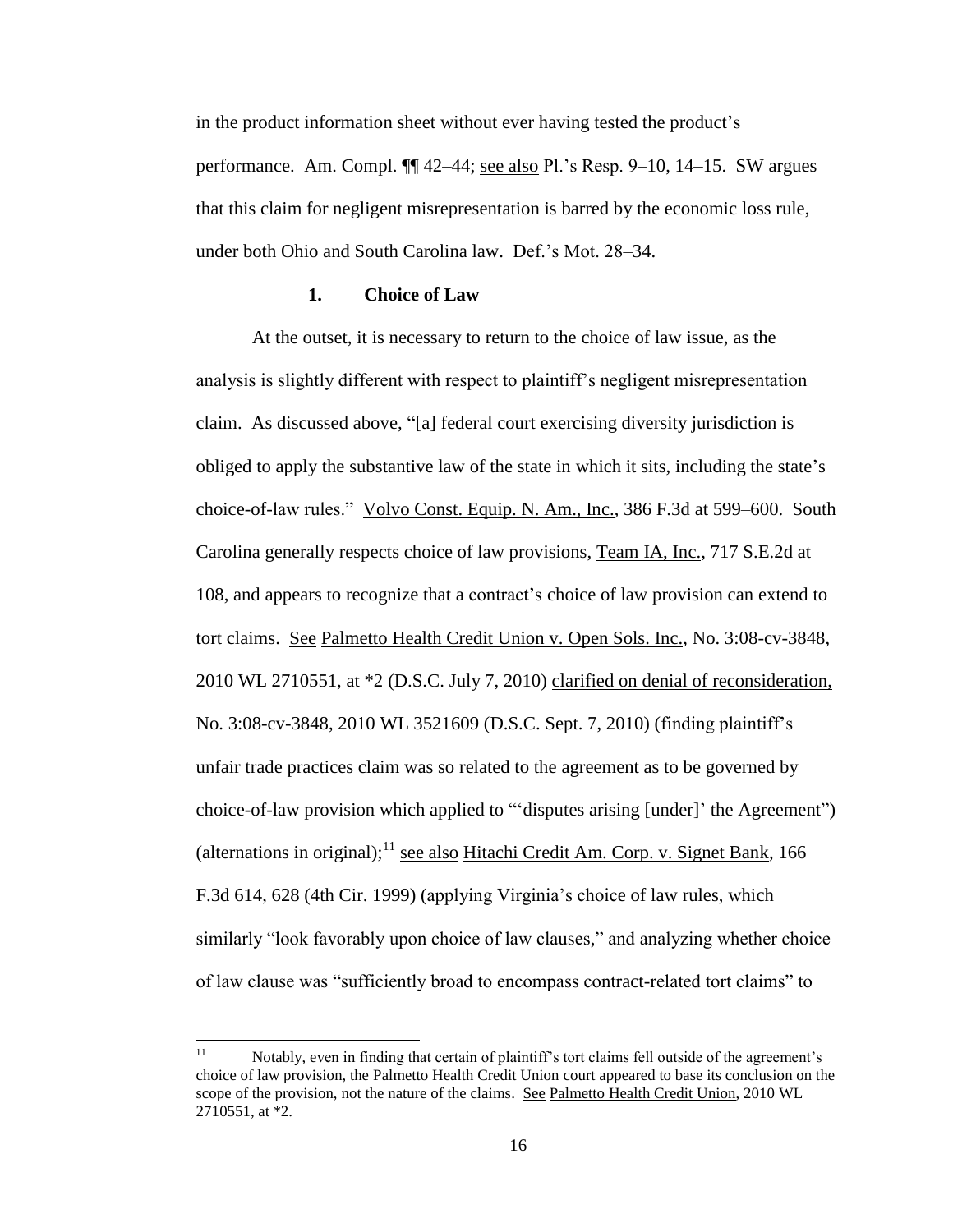in the product information sheet without ever having tested the product's performance. Am. Compl. ¶¶ 42–44; see also Pl.'s Resp. 9–10, 14–15. SW argues that this claim for negligent misrepresentation is barred by the economic loss rule, under both Ohio and South Carolina law. Def.'s Mot. 28–34.

### 1. Choice of Law

At the outset, it is necessary to return to the choice of law issue, as the analysis is slightly different with respect to plaintiff's negligent misrepresentation claim. As discussed above, "[a] federal court exercising diversity jurisdiction is obliged to apply the substantive law of the state in which it sits, including the state's choice-of-law rules." Volvo Const. Equip. N. Am., Inc., 386 F.3d at 599–600. South Carolina generally respects choice of law provisions, Team IA, Inc., 717 S.E.2d at 108, and appears to recognize that a contract's choice of law provision can extend to tort claims. See Palmetto Health Credit Union v. Open Sols. Inc., No. 3:08-cv-3848, 2010 WL 2710551, at *2 (D.S.C. July 7, 2010) clarified on denial of reconsideration, No. 3:08-cv-3848, 2010 WL 3521609 (D.S.C. Sept. 7, 2010) (finding plaintiff's unfair trade practices claim was so related to the agreement as to be governed by choice-of-law provision which applied to "'disputes arising [under]' the Agreement") (alternations in original);[11] see also Hitachi Credit Am. Corp. v. Signet Bank, 166 F.3d 614, 628 (4th Cir. 1999) (applying Virginia's choice of law rules, which similarly "look favorably upon choice of law clauses," and analyzing whether choice of law clause was "sufficiently broad to encompass contract-related tort claims" to

---

[11] Notably, even in finding that certain of plaintiff's tort claims fell outside of the agreement's choice of law provision, the Palmetto Health Credit Union court appeared to base its conclusion on the scope of the provision, not the nature of the claims. See Palmetto Health Credit Union, 2010 WL 2710551, at *2.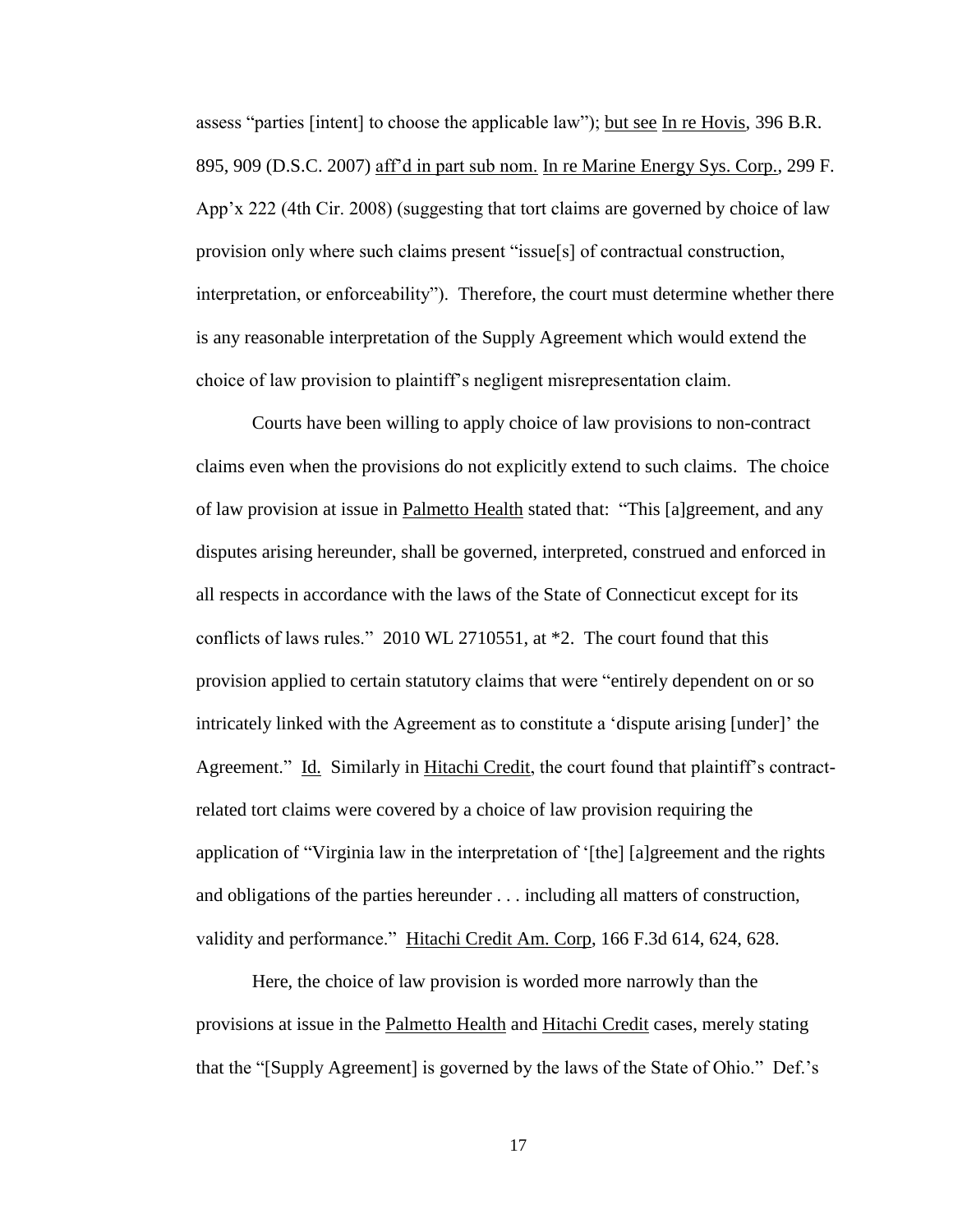assess "parties [intent] to choose the applicable law"); but see In re Hovis, 396 B.R. 895, 909 (D.S.C. 2007) aff'd in part sub nom. In re Marine Energy Sys. Corp., 299 F. App'x 222 (4th Cir. 2008) (suggesting that tort claims are governed by choice of law provision only where such claims present "issue[s] of contractual construction, interpretation, or enforceability"). Therefore, the court must determine whether there is any reasonable interpretation of the Supply Agreement which would extend the choice of law provision to plaintiff's negligent misrepresentation claim.

Courts have been willing to apply choice of law provisions to non-contract claims even when the provisions do not explicitly extend to such claims. The choice of law provision at issue in Palmetto Health stated that: "This [a]greement, and any disputes arising hereunder, shall be governed, interpreted, construed and enforced in all respects in accordance with the laws of the State of Connecticut except for its conflicts of laws rules." 2010 WL 2710551, at *2. The court found that this provision applied to certain statutory claims that were "entirely dependent on or so intricately linked with the Agreement as to constitute a 'dispute arising [under]' the Agreement." Id. Similarly in Hitachi Credit, the court found that plaintiff's contract-related tort claims were covered by a choice of law provision requiring the application of "Virginia law in the interpretation of '[the] [a]greement and the rights and obligations of the parties hereunder . . . including all matters of construction, validity and performance." Hitachi Credit Am. Corp, 166 F.3d 614, 624, 628.

Here, the choice of law provision is worded more narrowly than the provisions at issue in the Palmetto Health and Hitachi Credit cases, merely stating that the "[Supply Agreement] is governed by the laws of the State of Ohio." Def.'s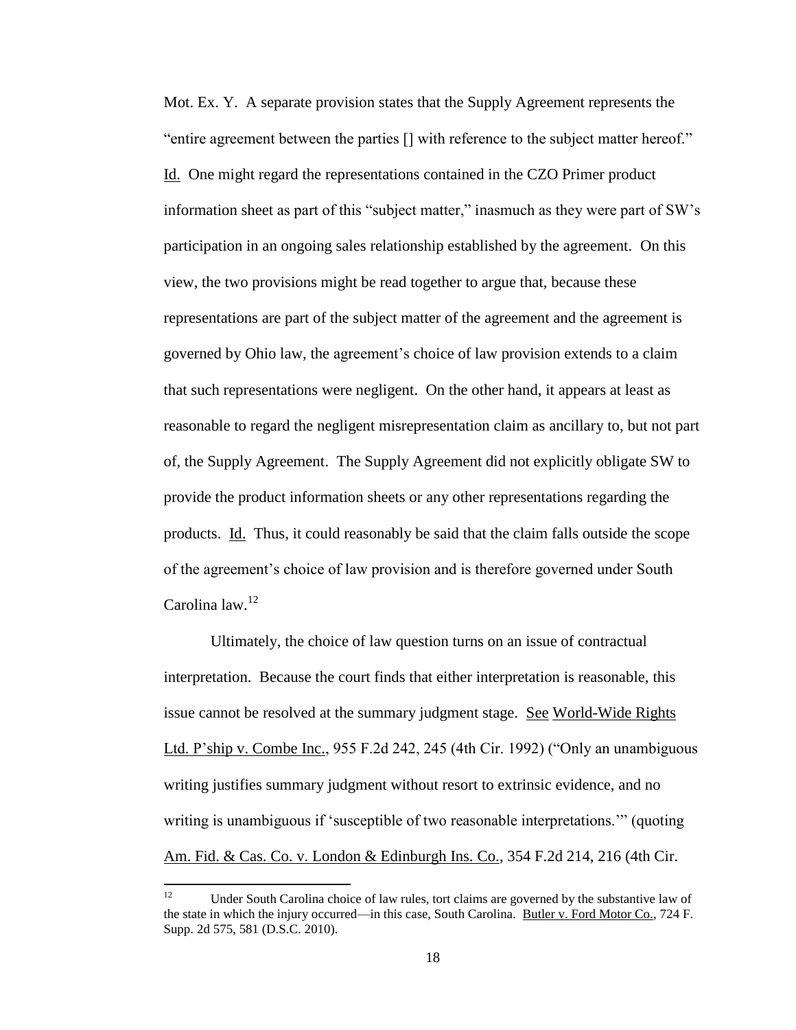Mot. Ex. Y. A separate provision states that the Supply Agreement represents the "entire agreement between the parties [] with reference to the subject matter hereof." Id. One might regard the representations contained in the CZO Primer product information sheet as part of this "subject matter," inasmuch as they were part of SW's participation in an ongoing sales relationship established by the agreement. On this view, the two provisions might be read together to argue that, because these representations are part of the subject matter of the agreement and the agreement is governed by Ohio law, the agreement's choice of law provision extends to a claim that such representations were negligent. On the other hand, it appears at least as reasonable to regard the negligent misrepresentation claim as ancillary to, but not part of, the Supply Agreement. The Supply Agreement did not explicitly obligate SW to provide the product information sheets or any other representations regarding the products. Id. Thus, it could reasonably be said that the claim falls outside the scope of the agreement's choice of law provision and is therefore governed under South Carolina law.[12]

Ultimately, the choice of law question turns on an issue of contractual interpretation. Because the court finds that either interpretation is reasonable, this issue cannot be resolved at the summary judgment stage. See World-Wide Rights Ltd. P'ship v. Combe Inc., 955 F.2d 242, 245 (4th Cir. 1992) ("Only an unambiguous writing justifies summary judgment without resort to extrinsic evidence, and no writing is unambiguous if 'susceptible of two reasonable interpretations.'" (quoting Am. Fid. & Cas. Co. v. London & Edinburgh Ins. Co., 354 F.2d 214, 216 (4th Cir.

---

[12] Under South Carolina choice of law rules, tort claims are governed by the substantive law of the state in which the injury occurred—in this case, South Carolina. Butler v. Ford Motor Co., 724 F. Supp. 2d 575, 581 (D.S.C. 2010).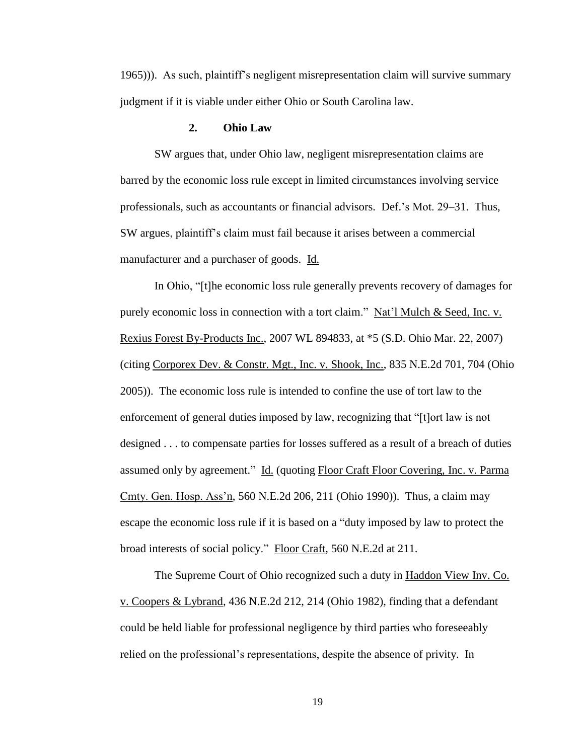1965))). As such, plaintiff's negligent misrepresentation claim will survive summary judgment if it is viable under either Ohio or South Carolina law.

### 2. Ohio Law

SW argues that, under Ohio law, negligent misrepresentation claims are barred by the economic loss rule except in limited circumstances involving service professionals, such as accountants or financial advisors. Def.'s Mot. 29–31. Thus, SW argues, plaintiff's claim must fail because it arises between a commercial manufacturer and a purchaser of goods. Id.

In Ohio, "[t]he economic loss rule generally prevents recovery of damages for purely economic loss in connection with a tort claim." Nat'l Mulch & Seed, Inc. v. Rexius Forest By-Products Inc., 2007 WL 894833, at *5 (S.D. Ohio Mar. 22, 2007) (citing Corporex Dev. & Constr. Mgt., Inc. v. Shook, Inc., 835 N.E.2d 701, 704 (Ohio 2005)). The economic loss rule is intended to confine the use of tort law to the enforcement of general duties imposed by law, recognizing that "[t]ort law is not designed . . . to compensate parties for losses suffered as a result of a breach of duties assumed only by agreement." Id. (quoting Floor Craft Floor Covering, Inc. v. Parma Cmty. Gen. Hosp. Ass'n, 560 N.E.2d 206, 211 (Ohio 1990)). Thus, a claim may escape the economic loss rule if it is based on a "duty imposed by law to protect the broad interests of social policy." Floor Craft, 560 N.E.2d at 211.

The Supreme Court of Ohio recognized such a duty in Haddon View Inv. Co. v. Coopers & Lybrand, 436 N.E.2d 212, 214 (Ohio 1982), finding that a defendant could be held liable for professional negligence by third parties who foreseeably relied on the professional's representations, despite the absence of privity. In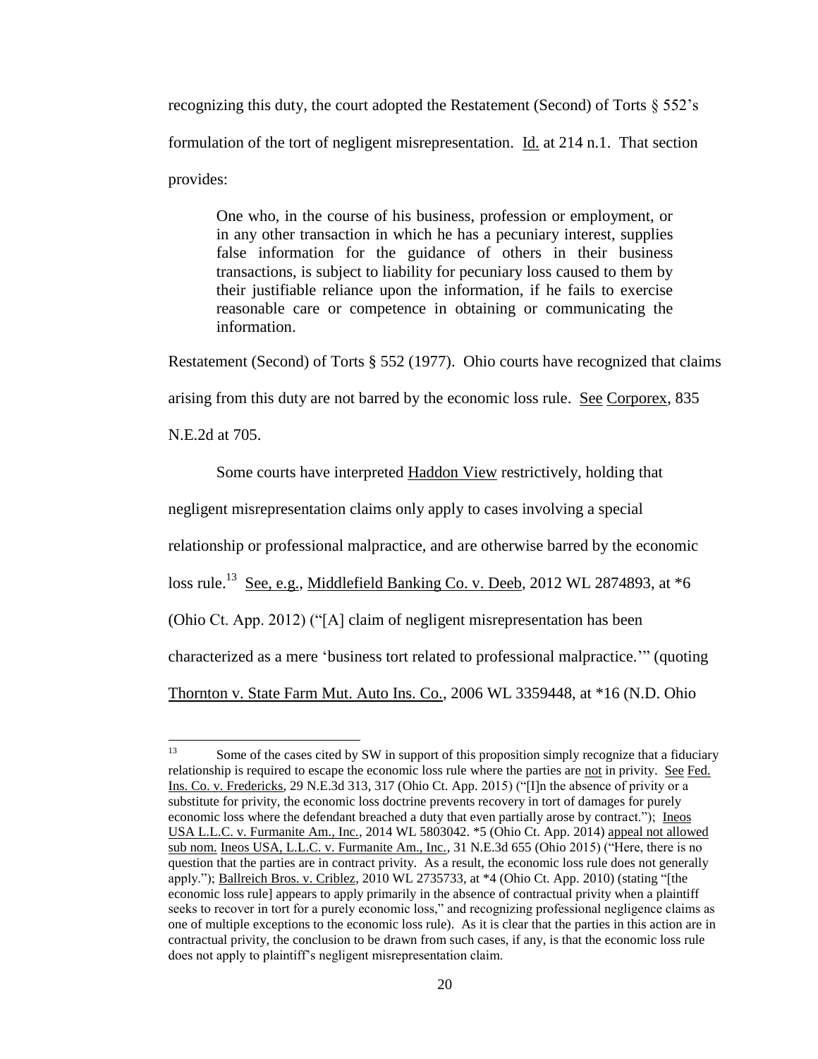recognizing this duty, the court adopted the Restatement (Second) of Torts § 552's formulation of the tort of negligent misrepresentation. Id. at 214 n.1. That section provides:

> One who, in the course of his business, profession or employment, or in any other transaction in which he has a pecuniary interest, supplies false information for the guidance of others in their business transactions, is subject to liability for pecuniary loss caused to them by their justifiable reliance upon the information, if he fails to exercise reasonable care or competence in obtaining or communicating the information.

Restatement (Second) of Torts § 552 (1977). Ohio courts have recognized that claims arising from this duty are not barred by the economic loss rule. See Corporex, 835 N.E.2d at 705.

Some courts have interpreted Haddon View restrictively, holding that negligent misrepresentation claims only apply to cases involving a special relationship or professional malpractice, and are otherwise barred by the economic loss rule.[13] See, e.g., Middlefield Banking Co. v. Deeb, 2012 WL 2874893, at *6 (Ohio Ct. App. 2012) ("[A] claim of negligent misrepresentation has been characterized as a mere 'business tort related to professional malpractice.'" (quoting Thornton v. State Farm Mut. Auto Ins. Co., 2006 WL 3359448, at *16 (N.D. Ohio

---

[13] Some of the cases cited by SW in support of this proposition simply recognize that a fiduciary relationship is required to escape the economic loss rule where the parties are not in privity. See Fed. Ins. Co. v. Fredericks, 29 N.E.3d 313, 317 (Ohio Ct. App. 2015) ("[I]n the absence of privity or a substitute for privity, the economic loss doctrine prevents recovery in tort of damages for purely economic loss where the defendant breached a duty that even partially arose by contract."); Ineos USA L.L.C. v. Furmanite Am., Inc., 2014 WL 5803042. *5 (Ohio Ct. App. 2014) appeal not allowed sub nom. Ineos USA, L.L.C. v. Furmanite Am., Inc., 31 N.E.3d 655 (Ohio 2015) ("Here, there is no question that the parties are in contract privity. As a result, the economic loss rule does not generally apply."); Ballreich Bros. v. Criblez, 2010 WL 2735733, at *4 (Ohio Ct. App. 2010) (stating "[the economic loss rule] appears to apply primarily in the absence of contractual privity when a plaintiff seeks to recover in tort for a purely economic loss," and recognizing professional negligence claims as one of multiple exceptions to the economic loss rule). As it is clear that the parties in this action are in contractual privity, the conclusion to be drawn from such cases, if any, is that the economic loss rule does not apply to plaintiff's negligent misrepresentation claim.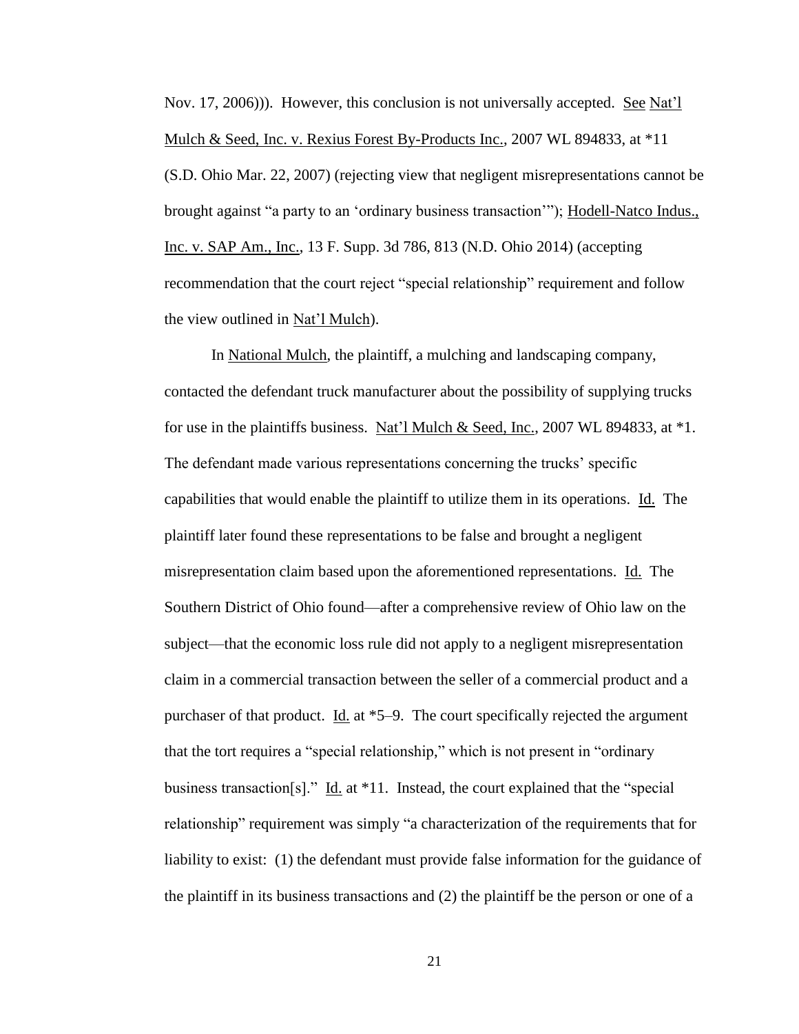Nov. 17, 2006))). However, this conclusion is not universally accepted. See Nat'l Mulch & Seed, Inc. v. Rexius Forest By-Products Inc., 2007 WL 894833, at *11 (S.D. Ohio Mar. 22, 2007) (rejecting view that negligent misrepresentations cannot be brought against "a party to an 'ordinary business transaction'"); Hodell-Natco Indus., Inc. v. SAP Am., Inc., 13 F. Supp. 3d 786, 813 (N.D. Ohio 2014) (accepting recommendation that the court reject "special relationship" requirement and follow the view outlined in Nat'l Mulch).

In National Mulch, the plaintiff, a mulching and landscaping company, contacted the defendant truck manufacturer about the possibility of supplying trucks for use in the plaintiffs business. Nat'l Mulch & Seed, Inc., 2007 WL 894833, at *1. The defendant made various representations concerning the trucks' specific capabilities that would enable the plaintiff to utilize them in its operations. Id. The plaintiff later found these representations to be false and brought a negligent misrepresentation claim based upon the aforementioned representations. Id. The Southern District of Ohio found—after a comprehensive review of Ohio law on the subject—that the economic loss rule did not apply to a negligent misrepresentation claim in a commercial transaction between the seller of a commercial product and a purchaser of that product. Id. at *5–9. The court specifically rejected the argument that the tort requires a "special relationship," which is not present in "ordinary business transaction[s]." Id. at *11. Instead, the court explained that the "special relationship" requirement was simply "a characterization of the requirements that for liability to exist: (1) the defendant must provide false information for the guidance of the plaintiff in its business transactions and (2) the plaintiff be the person or one of a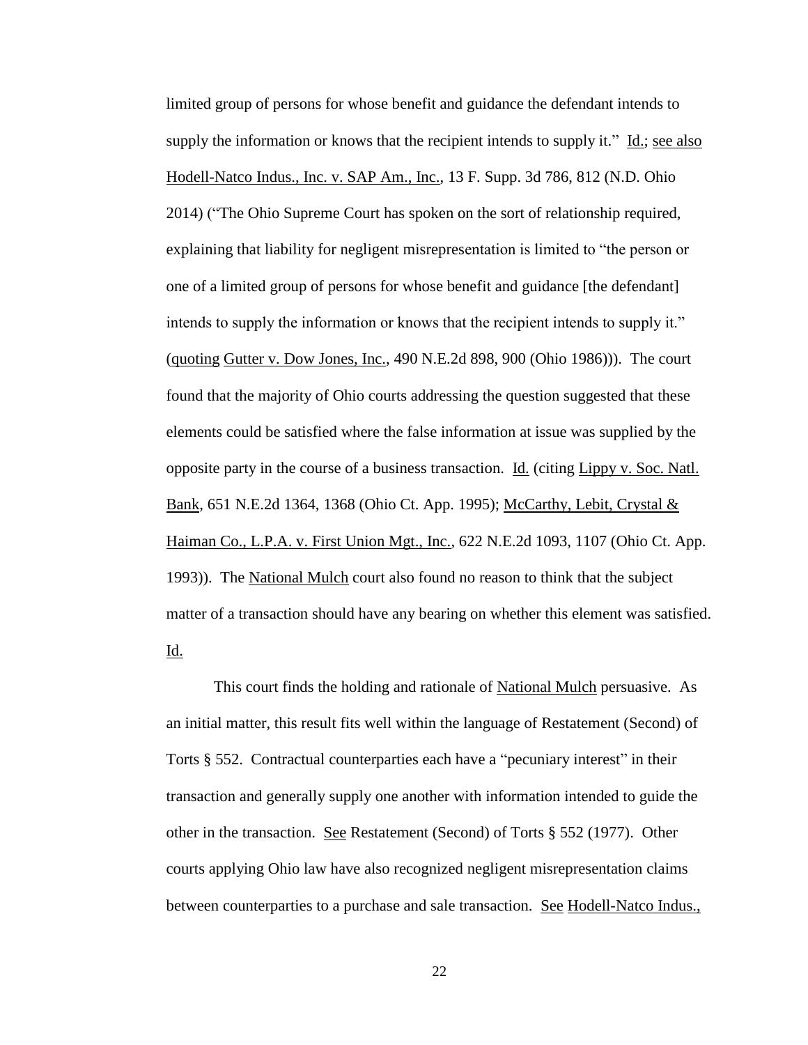limited group of persons for whose benefit and guidance the defendant intends to supply the information or knows that the recipient intends to supply it." Id.; see also Hodell-Natco Indus., Inc. v. SAP Am., Inc., 13 F. Supp. 3d 786, 812 (N.D. Ohio 2014) ("The Ohio Supreme Court has spoken on the sort of relationship required, explaining that liability for negligent misrepresentation is limited to "the person or one of a limited group of persons for whose benefit and guidance [the defendant] intends to supply the information or knows that the recipient intends to supply it." (quoting Gutter v. Dow Jones, Inc., 490 N.E.2d 898, 900 (Ohio 1986))). The court found that the majority of Ohio courts addressing the question suggested that these elements could be satisfied where the false information at issue was supplied by the opposite party in the course of a business transaction. Id. (citing Lippy v. Soc. Natl. Bank, 651 N.E.2d 1364, 1368 (Ohio Ct. App. 1995); McCarthy, Lebit, Crystal & Haiman Co., L.P.A. v. First Union Mgt., Inc., 622 N.E.2d 1093, 1107 (Ohio Ct. App. 1993)). The National Mulch court also found no reason to think that the subject matter of a transaction should have any bearing on whether this element was satisfied. Id.

This court finds the holding and rationale of National Mulch persuasive. As an initial matter, this result fits well within the language of Restatement (Second) of Torts § 552. Contractual counterparties each have a "pecuniary interest" in their transaction and generally supply one another with information intended to guide the other in the transaction. See Restatement (Second) of Torts § 552 (1977). Other courts applying Ohio law have also recognized negligent misrepresentation claims between counterparties to a purchase and sale transaction. See Hodell-Natco Indus.,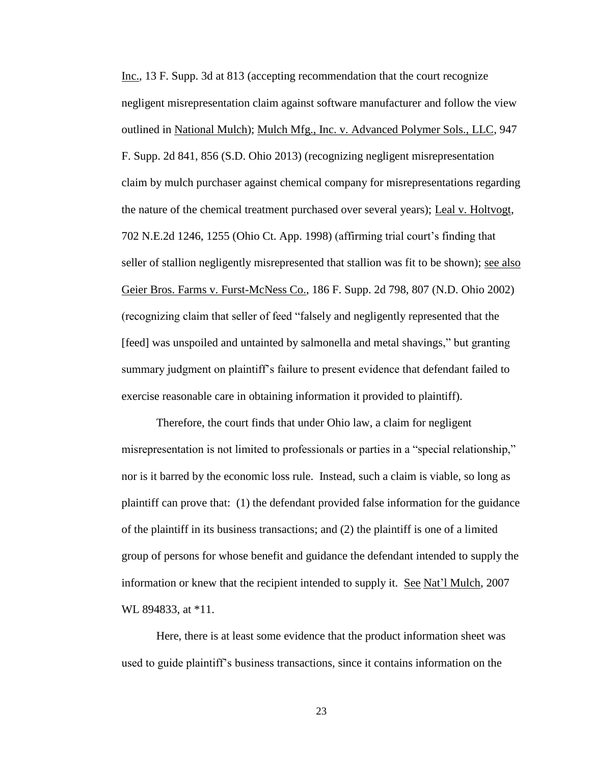Inc., 13 F. Supp. 3d at 813 (accepting recommendation that the court recognize negligent misrepresentation claim against software manufacturer and follow the view outlined in National Mulch); Mulch Mfg., Inc. v. Advanced Polymer Sols., LLC, 947 F. Supp. 2d 841, 856 (S.D. Ohio 2013) (recognizing negligent misrepresentation claim by mulch purchaser against chemical company for misrepresentations regarding the nature of the chemical treatment purchased over several years); Leal v. Holtvogt, 702 N.E.2d 1246, 1255 (Ohio Ct. App. 1998) (affirming trial court's finding that seller of stallion negligently misrepresented that stallion was fit to be shown); see also Geier Bros. Farms v. Furst-McNess Co., 186 F. Supp. 2d 798, 807 (N.D. Ohio 2002) (recognizing claim that seller of feed "falsely and negligently represented that the [feed] was unspoiled and untainted by salmonella and metal shavings," but granting summary judgment on plaintiff's failure to present evidence that defendant failed to exercise reasonable care in obtaining information it provided to plaintiff).

Therefore, the court finds that under Ohio law, a claim for negligent misrepresentation is not limited to professionals or parties in a "special relationship," nor is it barred by the economic loss rule. Instead, such a claim is viable, so long as plaintiff can prove that: (1) the defendant provided false information for the guidance of the plaintiff in its business transactions; and (2) the plaintiff is one of a limited group of persons for whose benefit and guidance the defendant intended to supply the information or knew that the recipient intended to supply it. See Nat'l Mulch, 2007 WL 894833, at *11.

Here, there is at least some evidence that the product information sheet was used to guide plaintiff's business transactions, since it contains information on the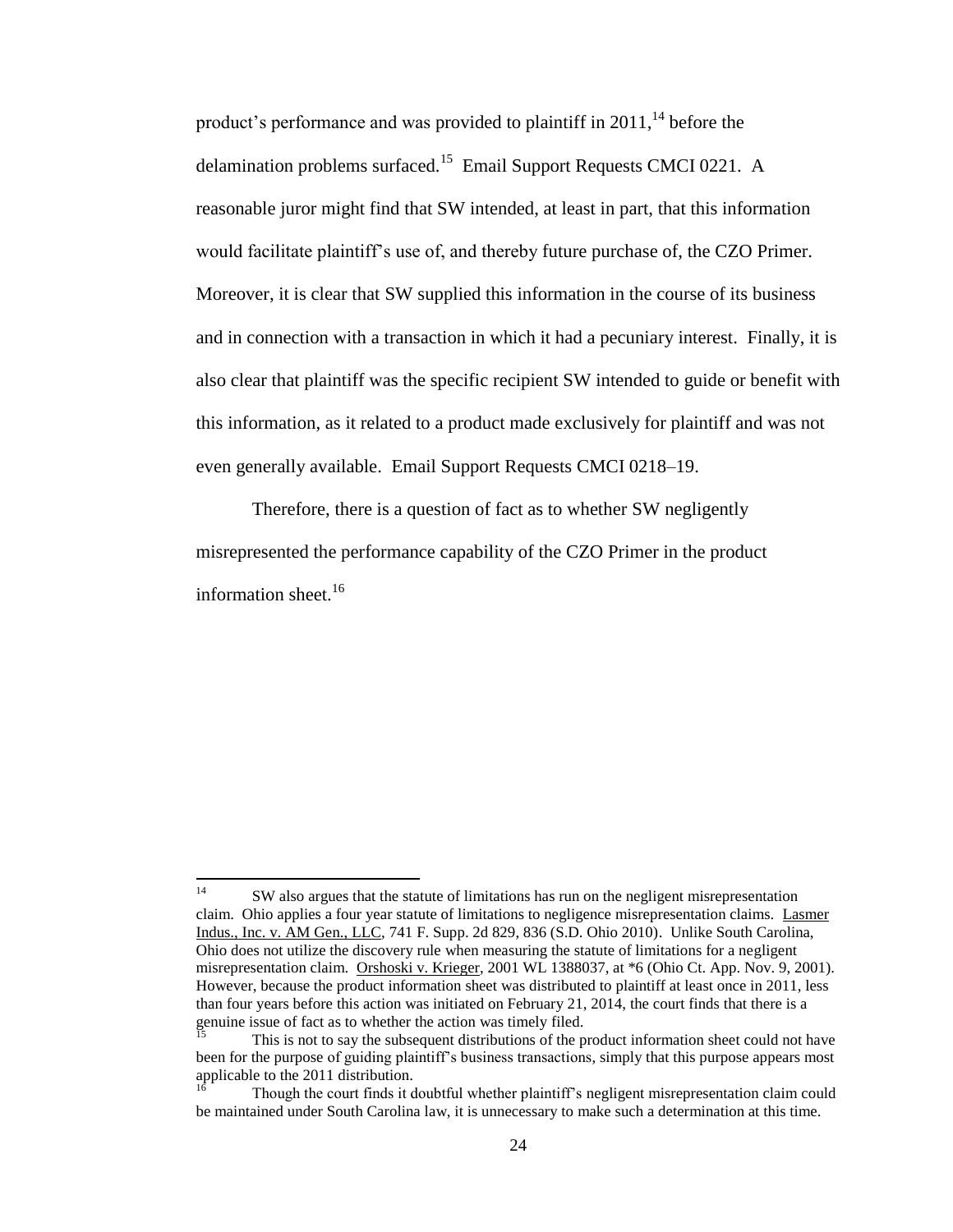product's performance and was provided to plaintiff in 2011,[14] before the delamination problems surfaced.[15] Email Support Requests CMCI 0221. A reasonable juror might find that SW intended, at least in part, that this information would facilitate plaintiff's use of, and thereby future purchase of, the CZO Primer. Moreover, it is clear that SW supplied this information in the course of its business and in connection with a transaction in which it had a pecuniary interest. Finally, it is also clear that plaintiff was the specific recipient SW intended to guide or benefit with this information, as it related to a product made exclusively for plaintiff and was not even generally available. Email Support Requests CMCI 0218–19.

Therefore, there is a question of fact as to whether SW negligently misrepresented the performance capability of the CZO Primer in the product information sheet.[16]

---

[14] SW also argues that the statute of limitations has run on the negligent misrepresentation claim. Ohio applies a four year statute of limitations to negligence misrepresentation claims. Lasmer Indus., Inc. v. AM Gen., LLC, 741 F. Supp. 2d 829, 836 (S.D. Ohio 2010). Unlike South Carolina, Ohio does not utilize the discovery rule when measuring the statute of limitations for a negligent misrepresentation claim. Orshoski v. Krieger, 2001 WL 1388037, at *6 (Ohio Ct. App. Nov. 9, 2001). However, because the product information sheet was distributed to plaintiff at least once in 2011, less than four years before this action was initiated on February 21, 2014, the court finds that there is a genuine issue of fact as to whether the action was timely filed.

[15] This is not to say the subsequent distributions of the product information sheet could not have been for the purpose of guiding plaintiff's business transactions, simply that this purpose appears most applicable to the 2011 distribution.

[16] Though the court finds it doubtful whether plaintiff's negligent misrepresentation claim could be maintained under South Carolina law, it is unnecessary to make such a determination at this time.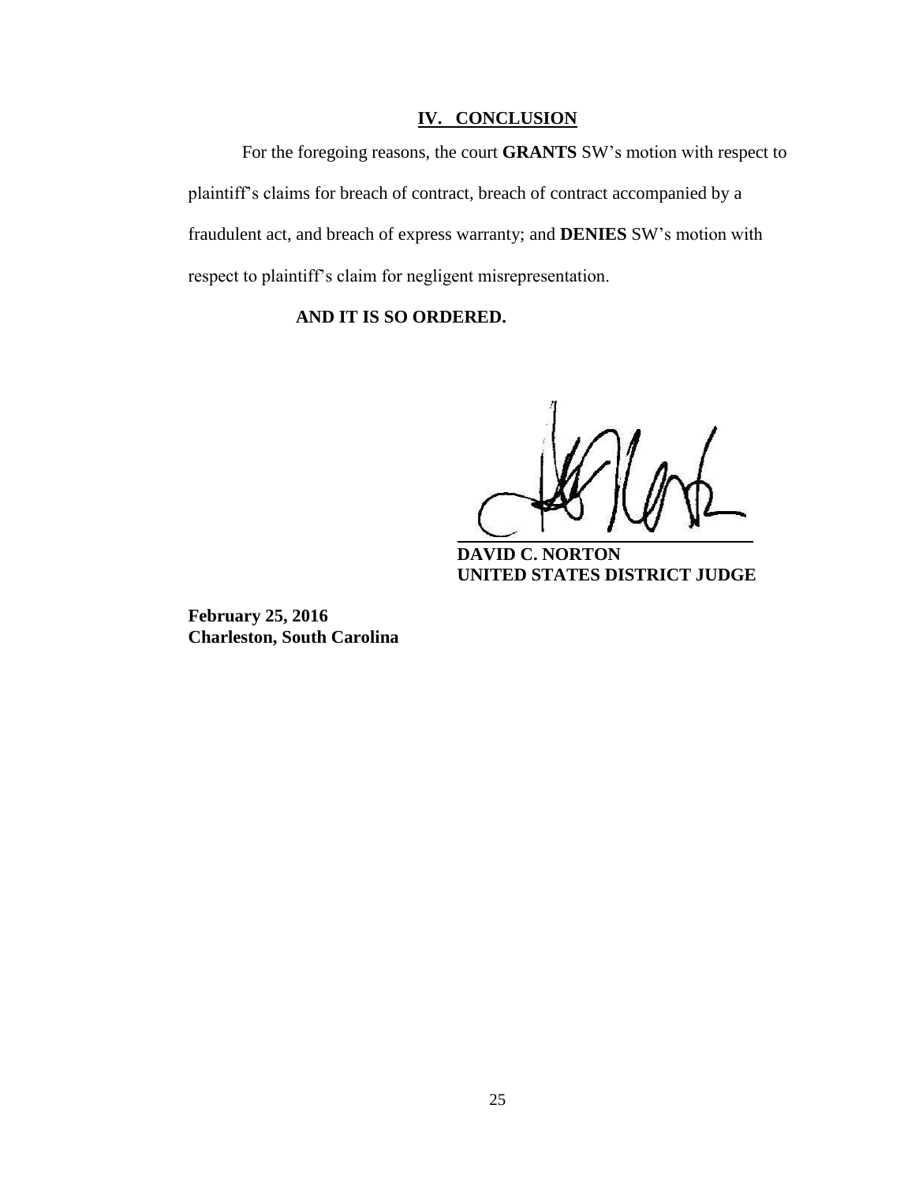## IV. CONCLUSION

For the foregoing reasons, the court **GRANTS** SW's motion with respect to plaintiff's claims for breach of contract, breach of contract accompanied by a fraudulent act, and breach of express warranty; and **DENIES** SW's motion with respect to plaintiff's claim for negligent misrepresentation.

**AND IT IS SO ORDERED.**

**DAVID C. NORTON**
**UNITED STATES DISTRICT JUDGE**

**February 25, 2016**
**Charleston, South Carolina**